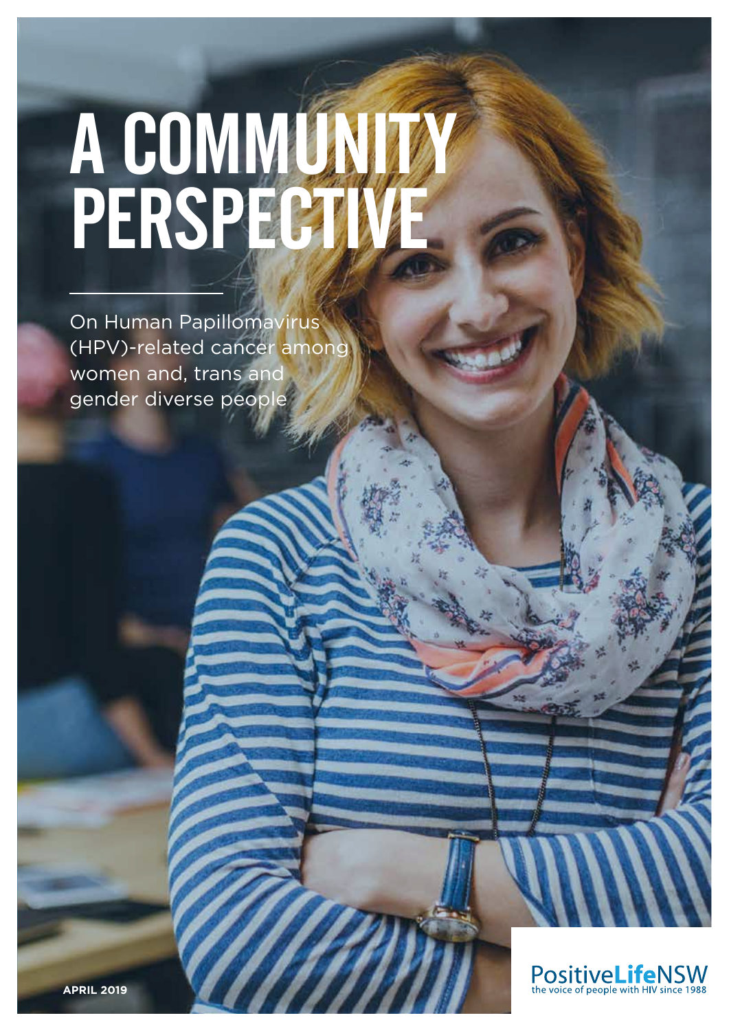# A COMMUNITY PERSPECTIVE

On Human Papillomavirus (HPV)-related cancer among women and, trans and gender diverse people

**APRIL 2019**

PositiveLifeNSW
the voice of people with HIV since 1988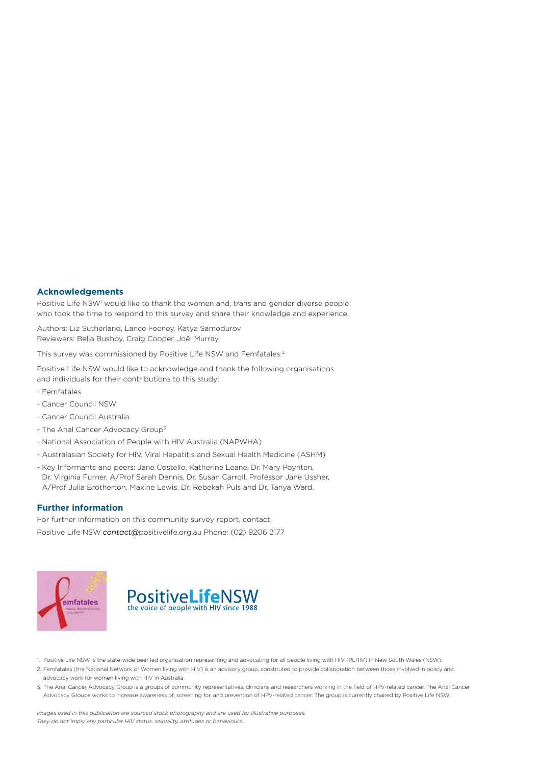## Acknowledgements

Positive Life NSW[1] would like to thank the women and, trans and gender diverse people who took the time to respond to this survey and share their knowledge and experience.

Authors: Liz Sutherland, Lance Feeney, Katya Samodurov
Reviewers: Bella Bushby, Craig Cooper, Joël Murray

This survey was commissioned by Positive Life NSW and Femfatales.[2]

Positive Life NSW would like to acknowledge and thank the following organisations and individuals for their contributions to this study:

- Femfatales
- Cancer Council NSW
- Cancer Council Australia
- The Anal Cancer Advocacy Group[3]
- National Association of People with HIV Australia (NAPWHA)
- Australasian Society for HIV, Viral Hepatitis and Sexual Health Medicine (ASHM)
- Key Informants and peers: Jane Costello, Katherine Leane, Dr. Mary Poynten, Dr. Virginia Furner, A/Prof Sarah Dennis, Dr. Susan Carroll, Professor Jane Ussher, A/Prof Julia Brotherton, Maxine Lewis, Dr. Rebekah Puls and Dr. Tanya Ward.

## Further information

For further information on this community survey report, contact:

Positive Life NSW *contact@*positivelife.org.au Phone: (02) 9206 2177

1. Positive Life NSW is the state-wide peer led organisation representing and advocating for all people living with HIV (PLHIV) in New South Wales (NSW).
2. Femfatales (the National Network of Women living with HIV) is an advisory group, constituted to provide collaboration between those involved in policy and advocacy work for women living with HIV in Australia.
3. The Anal Cancer Advocacy Group is a groups of community representatives, clinicians and researchers working in the field of HPV-related cancer. The Anal Cancer Advocacy Groups works to increase awareness of, screening for, and prevention of HPV-related cancer. The group is currently chaired by Positive Life NSW.

*Images used in this publication are sourced stock photography and are used for illustrative purposes. They do not imply any particular HIV status, sexuality, attitudes or behaviours.*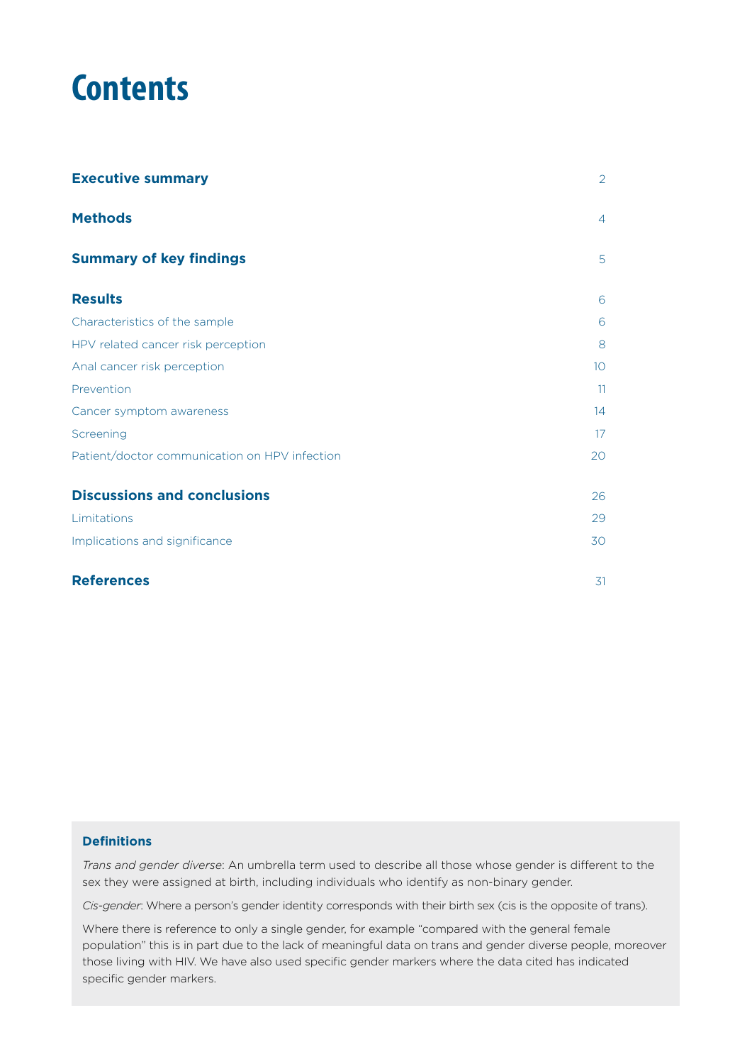# Contents

| | |
|---|---|
| **Executive summary** | 2 |
| **Methods** | 4 |
| **Summary of key findings** | 5 |
| **Results** | 6 |
| Characteristics of the sample | 6 |
| HPV related cancer risk perception | 8 |
| Anal cancer risk perception | 10 |
| Prevention | 11 |
| Cancer symptom awareness | 14 |
| Screening | 17 |
| Patient/doctor communication on HPV infection | 20 |
| **Discussions and conclusions** | 26 |
| Limitations | 29 |
| Implications and significance | 30 |
| **References** | 31 |

**Definitions**

*Trans and gender diverse*: An umbrella term used to describe all those whose gender is different to the sex they were assigned at birth, including individuals who identify as non-binary gender.

*Cis-gender*: Where a person's gender identity corresponds with their birth sex (cis is the opposite of trans).

Where there is reference to only a single gender, for example "compared with the general female population" this is in part due to the lack of meaningful data on trans and gender diverse people, moreover those living with HIV. We have also used specific gender markers where the data cited has indicated specific gender markers.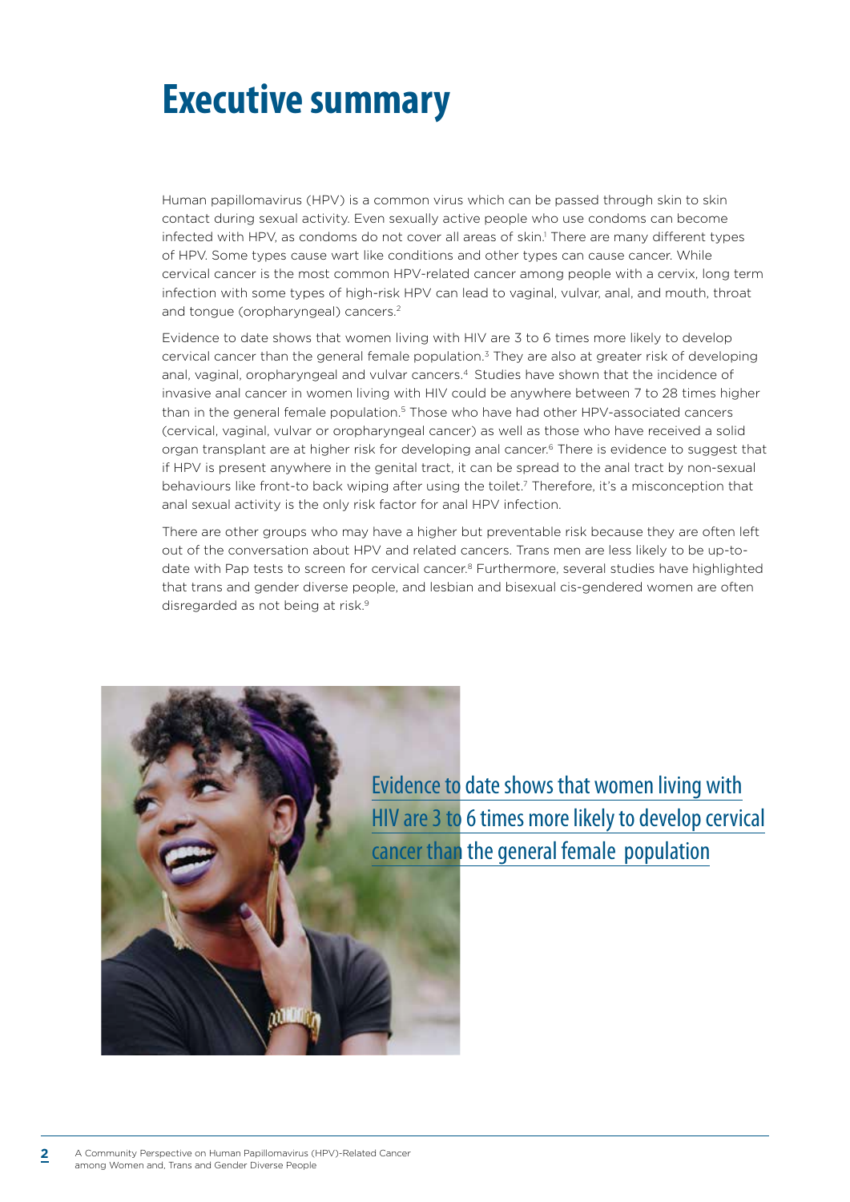# Executive summary

Human papillomavirus (HPV) is a common virus which can be passed through skin to skin contact during sexual activity. Even sexually active people who use condoms can become infected with HPV, as condoms do not cover all areas of skin.[1] There are many different types of HPV. Some types cause wart like conditions and other types can cause cancer. While cervical cancer is the most common HPV-related cancer among people with a cervix, long term infection with some types of high-risk HPV can lead to vaginal, vulvar, anal, and mouth, throat and tongue (oropharyngeal) cancers.[2]

Evidence to date shows that women living with HIV are 3 to 6 times more likely to develop cervical cancer than the general female population.[3] They are also at greater risk of developing anal, vaginal, oropharyngeal and vulvar cancers.[4] Studies have shown that the incidence of invasive anal cancer in women living with HIV could be anywhere between 7 to 28 times higher than in the general female population.[5] Those who have had other HPV-associated cancers (cervical, vaginal, vulvar or oropharyngeal cancer) as well as those who have received a solid organ transplant are at higher risk for developing anal cancer.[6] There is evidence to suggest that if HPV is present anywhere in the genital tract, it can be spread to the anal tract by non-sexual behaviours like front-to back wiping after using the toilet.[7] Therefore, it's a misconception that anal sexual activity is the only risk factor for anal HPV infection.

There are other groups who may have a higher but preventable risk because they are often left out of the conversation about HPV and related cancers. Trans men are less likely to be up-to-date with Pap tests to screen for cervical cancer.[8] Furthermore, several studies have highlighted that trans and gender diverse people, and lesbian and bisexual cis-gendered women are often disregarded as not being at risk.[9]

Evidence to date shows that women living with HIV are 3 to 6 times more likely to develop cervical cancer than the general female population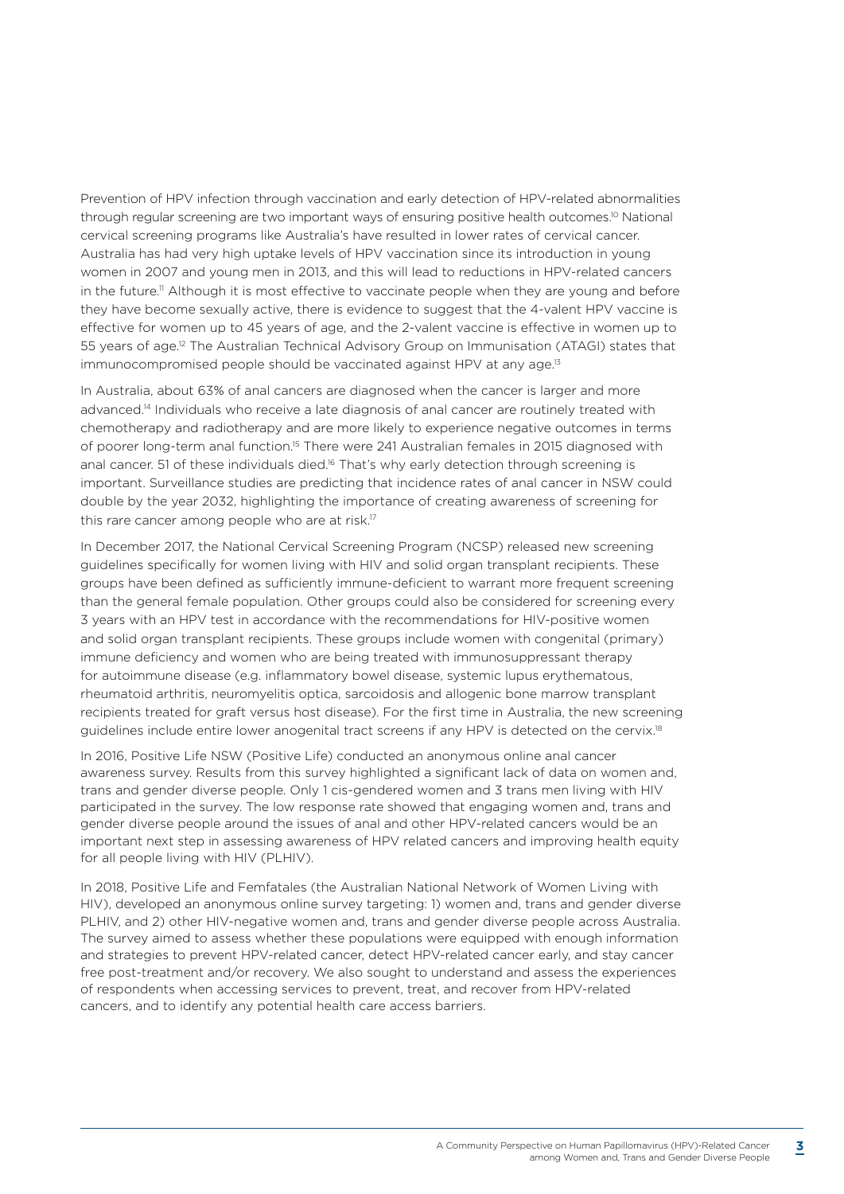Prevention of HPV infection through vaccination and early detection of HPV-related abnormalities through regular screening are two important ways of ensuring positive health outcomes.[10] National cervical screening programs like Australia's have resulted in lower rates of cervical cancer. Australia has had very high uptake levels of HPV vaccination since its introduction in young women in 2007 and young men in 2013, and this will lead to reductions in HPV-related cancers in the future.[11] Although it is most effective to vaccinate people when they are young and before they have become sexually active, there is evidence to suggest that the 4-valent HPV vaccine is effective for women up to 45 years of age, and the 2-valent vaccine is effective in women up to 55 years of age.[12] The Australian Technical Advisory Group on Immunisation (ATAGI) states that immunocompromised people should be vaccinated against HPV at any age.[13]

In Australia, about 63% of anal cancers are diagnosed when the cancer is larger and more advanced.[14] Individuals who receive a late diagnosis of anal cancer are routinely treated with chemotherapy and radiotherapy and are more likely to experience negative outcomes in terms of poorer long-term anal function.[15] There were 241 Australian females in 2015 diagnosed with anal cancer. 51 of these individuals died.[16] That's why early detection through screening is important. Surveillance studies are predicting that incidence rates of anal cancer in NSW could double by the year 2032, highlighting the importance of creating awareness of screening for this rare cancer among people who are at risk.[17]

In December 2017, the National Cervical Screening Program (NCSP) released new screening guidelines specifically for women living with HIV and solid organ transplant recipients. These groups have been defined as sufficiently immune-deficient to warrant more frequent screening than the general female population. Other groups could also be considered for screening every 3 years with an HPV test in accordance with the recommendations for HIV-positive women and solid organ transplant recipients. These groups include women with congenital (primary) immune deficiency and women who are being treated with immunosuppressant therapy for autoimmune disease (e.g. inflammatory bowel disease, systemic lupus erythematous, rheumatoid arthritis, neuromyelitis optica, sarcoidosis and allogenic bone marrow transplant recipients treated for graft versus host disease). For the first time in Australia, the new screening guidelines include entire lower anogenital tract screens if any HPV is detected on the cervix.[18]

In 2016, Positive Life NSW (Positive Life) conducted an anonymous online anal cancer awareness survey. Results from this survey highlighted a significant lack of data on women and, trans and gender diverse people. Only 1 cis-gendered women and 3 trans men living with HIV participated in the survey. The low response rate showed that engaging women and, trans and gender diverse people around the issues of anal and other HPV-related cancers would be an important next step in assessing awareness of HPV related cancers and improving health equity for all people living with HIV (PLHIV).

In 2018, Positive Life and Femfatales (the Australian National Network of Women Living with HIV), developed an anonymous online survey targeting: 1) women and, trans and gender diverse PLHIV, and 2) other HIV-negative women and, trans and gender diverse people across Australia. The survey aimed to assess whether these populations were equipped with enough information and strategies to prevent HPV-related cancer, detect HPV-related cancer early, and stay cancer free post-treatment and/or recovery. We also sought to understand and assess the experiences of respondents when accessing services to prevent, treat, and recover from HPV-related cancers, and to identify any potential health care access barriers.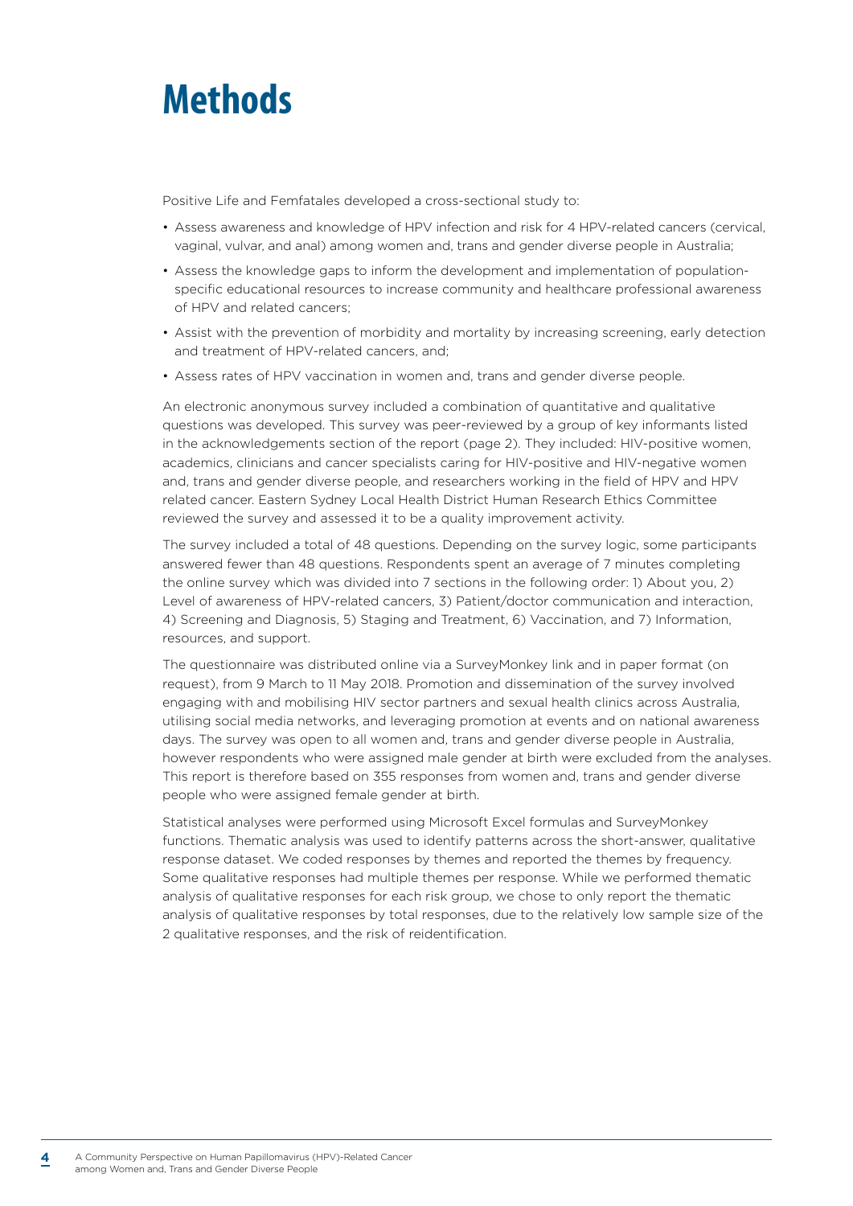# Methods

Positive Life and Femfatales developed a cross-sectional study to:

- Assess awareness and knowledge of HPV infection and risk for 4 HPV-related cancers (cervical, vaginal, vulvar, and anal) among women and, trans and gender diverse people in Australia;
- Assess the knowledge gaps to inform the development and implementation of population-specific educational resources to increase community and healthcare professional awareness of HPV and related cancers;
- Assist with the prevention of morbidity and mortality by increasing screening, early detection and treatment of HPV-related cancers, and;
- Assess rates of HPV vaccination in women and, trans and gender diverse people.

An electronic anonymous survey included a combination of quantitative and qualitative questions was developed. This survey was peer-reviewed by a group of key informants listed in the acknowledgements section of the report (page 2). They included: HIV-positive women, academics, clinicians and cancer specialists caring for HIV-positive and HIV-negative women and, trans and gender diverse people, and researchers working in the field of HPV and HPV related cancer. Eastern Sydney Local Health District Human Research Ethics Committee reviewed the survey and assessed it to be a quality improvement activity.

The survey included a total of 48 questions. Depending on the survey logic, some participants answered fewer than 48 questions. Respondents spent an average of 7 minutes completing the online survey which was divided into 7 sections in the following order: 1) About you, 2) Level of awareness of HPV-related cancers, 3) Patient/doctor communication and interaction, 4) Screening and Diagnosis, 5) Staging and Treatment, 6) Vaccination, and 7) Information, resources, and support.

The questionnaire was distributed online via a SurveyMonkey link and in paper format (on request), from 9 March to 11 May 2018. Promotion and dissemination of the survey involved engaging with and mobilising HIV sector partners and sexual health clinics across Australia, utilising social media networks, and leveraging promotion at events and on national awareness days. The survey was open to all women and, trans and gender diverse people in Australia, however respondents who were assigned male gender at birth were excluded from the analyses. This report is therefore based on 355 responses from women and, trans and gender diverse people who were assigned female gender at birth.

Statistical analyses were performed using Microsoft Excel formulas and SurveyMonkey functions. Thematic analysis was used to identify patterns across the short-answer, qualitative response dataset. We coded responses by themes and reported the themes by frequency. Some qualitative responses had multiple themes per response. While we performed thematic analysis of qualitative responses for each risk group, we chose to only report the thematic analysis of qualitative responses by total responses, due to the relatively low sample size of the 2 qualitative responses, and the risk of reidentification.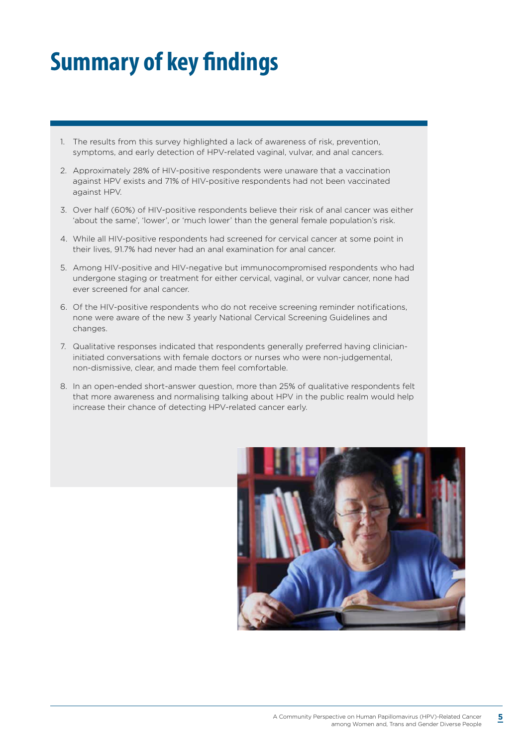# Summary of key findings

1. The results from this survey highlighted a lack of awareness of risk, prevention, symptoms, and early detection of HPV-related vaginal, vulvar, and anal cancers.
2. Approximately 28% of HIV-positive respondents were unaware that a vaccination against HPV exists and 71% of HIV-positive respondents had not been vaccinated against HPV.
3. Over half (60%) of HIV-positive respondents believe their risk of anal cancer was either 'about the same', 'lower', or 'much lower' than the general female population's risk.
4. While all HIV-positive respondents had screened for cervical cancer at some point in their lives, 91.7% had never had an anal examination for anal cancer.
5. Among HIV-positive and HIV-negative but immunocompromised respondents who had undergone staging or treatment for either cervical, vaginal, or vulvar cancer, none had ever screened for anal cancer.
6. Of the HIV-positive respondents who do not receive screening reminder notifications, none were aware of the new 3 yearly National Cervical Screening Guidelines and changes.
7. Qualitative responses indicated that respondents generally preferred having clinician-initiated conversations with female doctors or nurses who were non-judgemental, non-dismissive, clear, and made them feel comfortable.
8. In an open-ended short-answer question, more than 25% of qualitative respondents felt that more awareness and normalising talking about HPV in the public realm would help increase their chance of detecting HPV-related cancer early.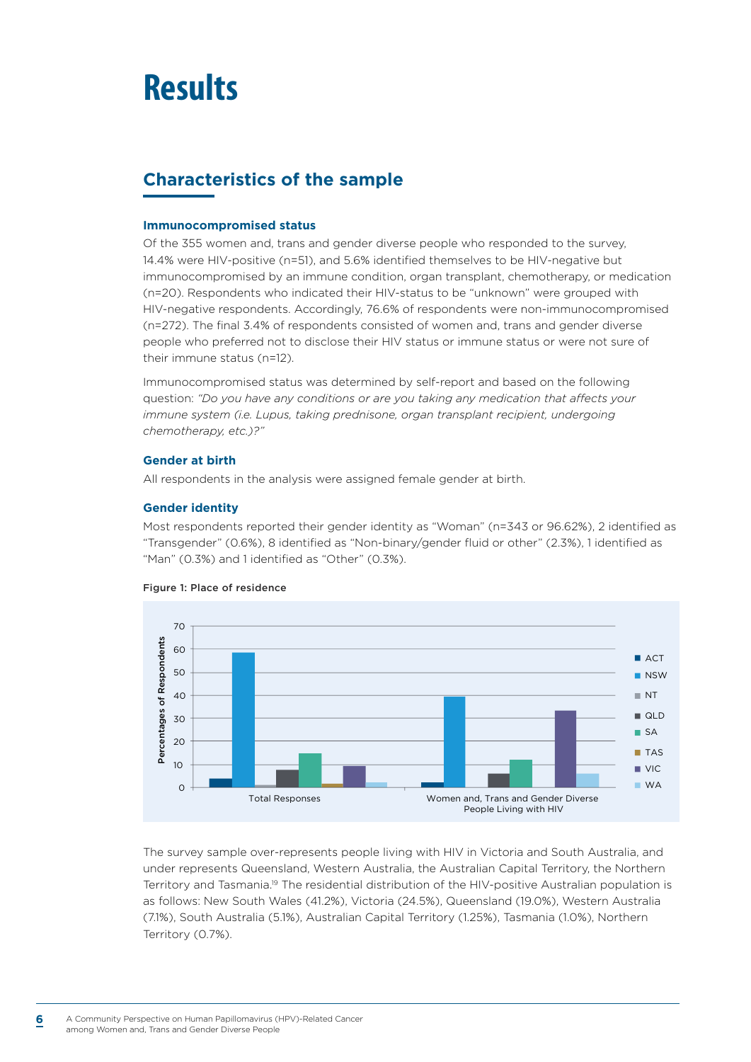# Results

## Characteristics of the sample

### Immunocompromised status

Of the 355 women and, trans and gender diverse people who responded to the survey, 14.4% were HIV-positive (n=51), and 5.6% identified themselves to be HIV-negative but immunocompromised by an immune condition, organ transplant, chemotherapy, or medication (n=20). Respondents who indicated their HIV-status to be "unknown" were grouped with HIV-negative respondents. Accordingly, 76.6% of respondents were non-immunocompromised (n=272). The final 3.4% of respondents consisted of women and, trans and gender diverse people who preferred not to disclose their HIV status or immune status or were not sure of their immune status (n=12).

Immunocompromised status was determined by self-report and based on the following question: *"Do you have any conditions or are you taking any medication that affects your immune system (i.e. Lupus, taking prednisone, organ transplant recipient, undergoing chemotherapy, etc.)?"*

### Gender at birth

All respondents in the analysis were assigned female gender at birth.

### Gender identity

Most respondents reported their gender identity as "Woman" (n=343 or 96.62%), 2 identified as "Transgender" (0.6%), 8 identified as "Non-binary/gender fluid or other" (2.3%), 1 identified as "Man" (0.3%) and 1 identified as "Other" (0.3%).

Figure 1: Place of residence

The survey sample over-represents people living with HIV in Victoria and South Australia, and under represents Queensland, Western Australia, the Australian Capital Territory, the Northern Territory and Tasmania.[19] The residential distribution of the HIV-positive Australian population is as follows: New South Wales (41.2%), Victoria (24.5%), Queensland (19.0%), Western Australia (7.1%), South Australia (5.1%), Australian Capital Territory (1.25%), Tasmania (1.0%), Northern Territory (0.7%).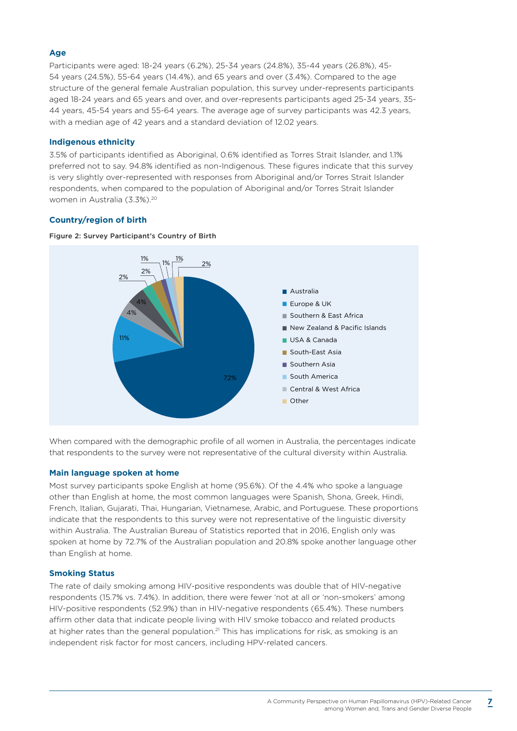### Age

Participants were aged: 18-24 years (6.2%), 25-34 years (24.8%), 35-44 years (26.8%), 45-54 years (24.5%), 55-64 years (14.4%), and 65 years and over (3.4%). Compared to the age structure of the general female Australian population, this survey under-represents participants aged 18-24 years and 65 years and over, and over-represents participants aged 25-34 years, 35-44 years, 45-54 years and 55-64 years. The average age of survey participants was 42.3 years, with a median age of 42 years and a standard deviation of 12.02 years.

### Indigenous ethnicity

3.5% of participants identified as Aboriginal, 0.6% identified as Torres Strait Islander, and 1.1% preferred not to say. 94.8% identified as non-Indigenous. These figures indicate that this survey is very slightly over-represented with responses from Aboriginal and/or Torres Strait Islander respondents, when compared to the population of Aboriginal and/or Torres Strait Islander women in Australia (3.3%).[20]

### Country/region of birth

**Figure 2: Survey Participant's Country of Birth**

| Country/region | % |
|---|---|
| Australia | 72% |
| Europe & UK | 11% |
| Southern & East Africa | 4% |
| New Zealand & Pacific Islands | 4% |
| USA & Canada | 2% |
| South-East Asia | 2% |
| Southern Asia | 1% |
| South America | 1% |
| Central & West Africa | 1% |
| Other | 2% |

When compared with the demographic profile of all women in Australia, the percentages indicate that respondents to the survey were not representative of the cultural diversity within Australia.

### Main language spoken at home

Most survey participants spoke English at home (95.6%). Of the 4.4% who spoke a language other than English at home, the most common languages were Spanish, Shona, Greek, Hindi, French, Italian, Gujarati, Thai, Hungarian, Vietnamese, Arabic, and Portuguese. These proportions indicate that the respondents to this survey were not representative of the linguistic diversity within Australia. The Australian Bureau of Statistics reported that in 2016, English only was spoken at home by 72.7% of the Australian population and 20.8% spoke another language other than English at home.

### Smoking Status

The rate of daily smoking among HIV-positive respondents was double that of HIV-negative respondents (15.7% vs. 7.4%). In addition, there were fewer 'not at all or 'non-smokers' among HIV-positive respondents (52.9%) than in HIV-negative respondents (65.4%). These numbers affirm other data that indicate people living with HIV smoke tobacco and related products at higher rates than the general population.[21] This has implications for risk, as smoking is an independent risk factor for most cancers, including HPV-related cancers.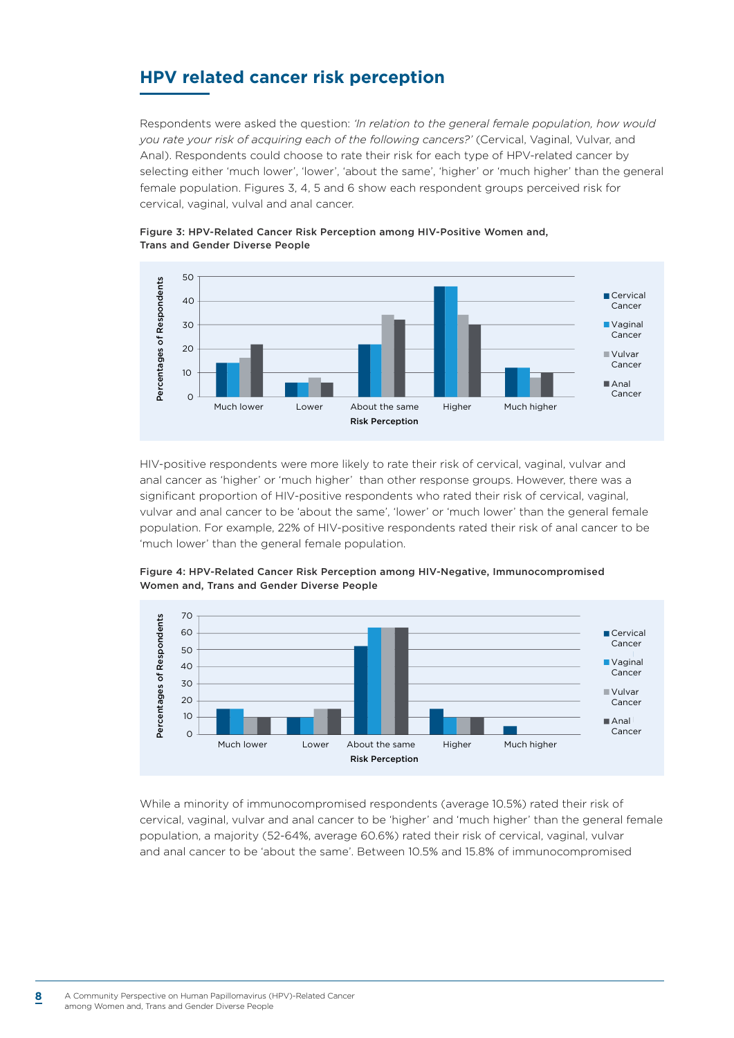## HPV related cancer risk perception

Respondents were asked the question: *'In relation to the general female population, how would you rate your risk of acquiring each of the following cancers?'* (Cervical, Vaginal, Vulvar, and Anal). Respondents could choose to rate their risk for each type of HPV-related cancer by selecting either 'much lower', 'lower', 'about the same', 'higher' or 'much higher' than the general female population. Figures 3, 4, 5 and 6 show each respondent groups perceived risk for cervical, vaginal, vulval and anal cancer.

**Figure 3: HPV-Related Cancer Risk Perception among HIV-Positive Women and, Trans and Gender Diverse People**

HIV-positive respondents were more likely to rate their risk of cervical, vaginal, vulvar and anal cancer as 'higher' or 'much higher' than other response groups. However, there was a significant proportion of HIV-positive respondents who rated their risk of cervical, vaginal, vulvar and anal cancer to be 'about the same', 'lower' or 'much lower' than the general female population. For example, 22% of HIV-positive respondents rated their risk of anal cancer to be 'much lower' than the general female population.

**Figure 4: HPV-Related Cancer Risk Perception among HIV-Negative, Immunocompromised Women and, Trans and Gender Diverse People**

While a minority of immunocompromised respondents (average 10.5%) rated their risk of cervical, vaginal, vulvar and anal cancer to be 'higher' and 'much higher' than the general female population, a majority (52-64%, average 60.6%) rated their risk of cervical, vaginal, vulvar and anal cancer to be 'about the same'. Between 10.5% and 15.8% of immunocompromised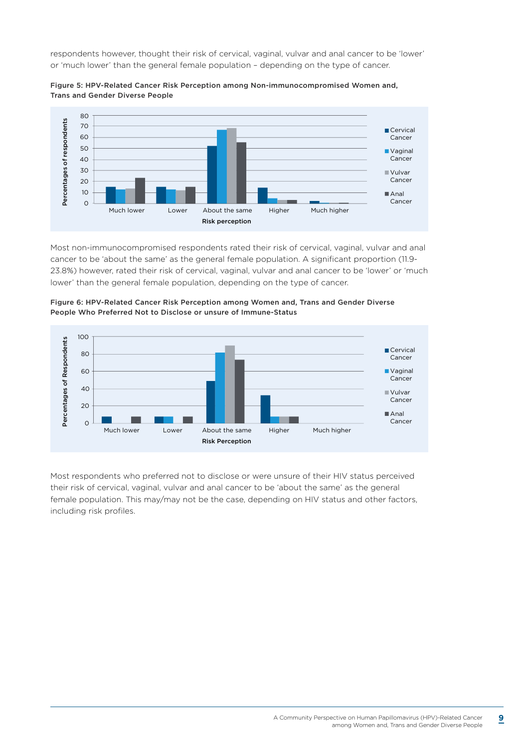respondents however, thought their risk of cervical, vaginal, vulvar and anal cancer to be 'lower' or 'much lower' than the general female population – depending on the type of cancer.

**Figure 5: HPV-Related Cancer Risk Perception among Non-immunocompromised Women and, Trans and Gender Diverse People**

Most non-immunocompromised respondents rated their risk of cervical, vaginal, vulvar and anal cancer to be 'about the same' as the general female population. A significant proportion (11.9-23.8%) however, rated their risk of cervical, vaginal, vulvar and anal cancer to be 'lower' or 'much lower' than the general female population, depending on the type of cancer.

**Figure 6: HPV-Related Cancer Risk Perception among Women and, Trans and Gender Diverse People Who Preferred Not to Disclose or unsure of Immune-Status**

Most respondents who preferred not to disclose or were unsure of their HIV status perceived their risk of cervical, vaginal, vulvar and anal cancer to be 'about the same' as the general female population. This may/may not be the case, depending on HIV status and other factors, including risk profiles.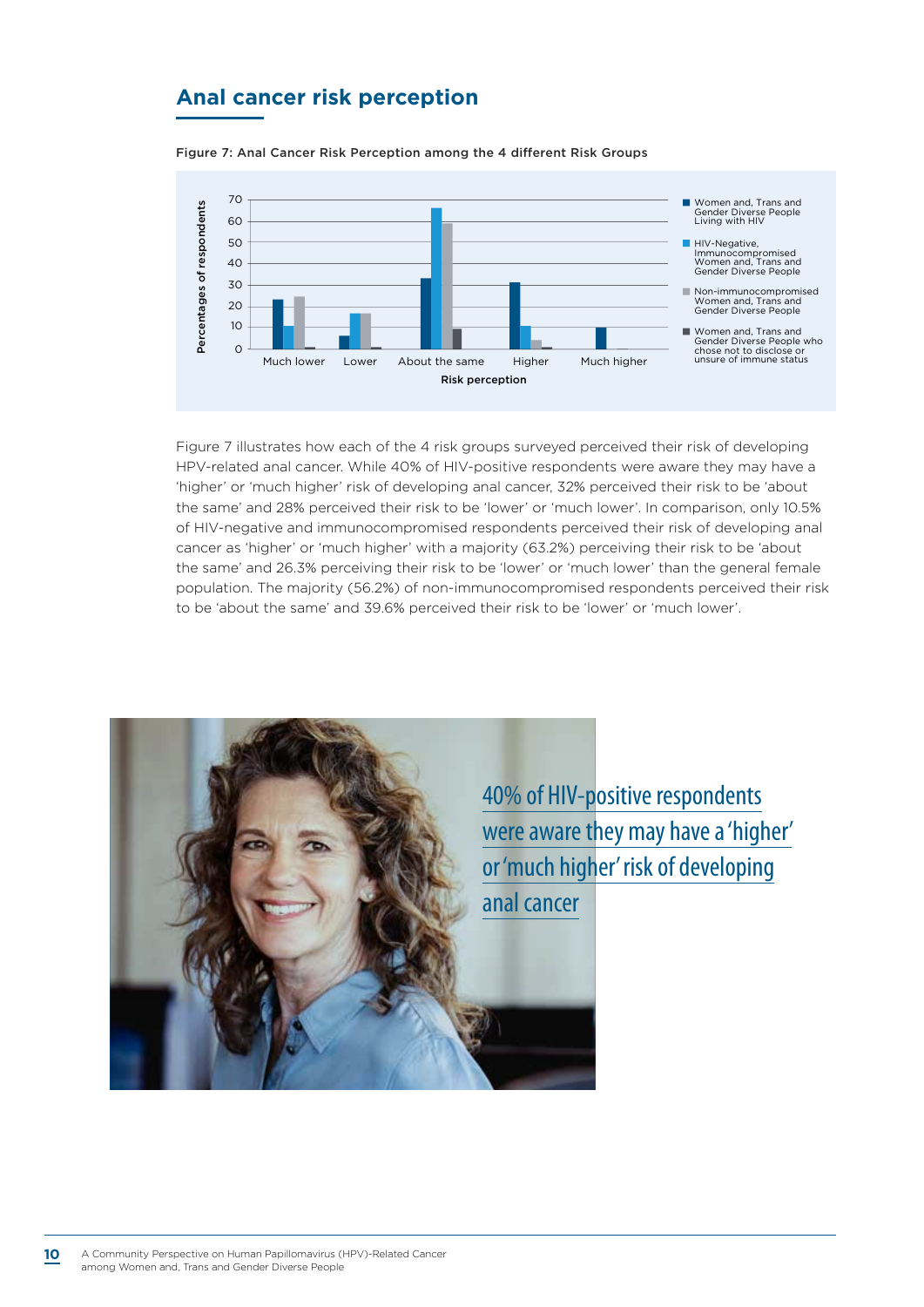## Anal cancer risk perception

Figure 7: Anal Cancer Risk Perception among the 4 different Risk Groups

Figure 7 illustrates how each of the 4 risk groups surveyed perceived their risk of developing HPV-related anal cancer. While 40% of HIV-positive respondents were aware they may have a 'higher' or 'much higher' risk of developing anal cancer, 32% perceived their risk to be 'about the same' and 28% perceived their risk to be 'lower' or 'much lower'. In comparison, only 10.5% of HIV-negative and immunocompromised respondents perceived their risk of developing anal cancer as 'higher' or 'much higher' with a majority (63.2%) perceiving their risk to be 'about the same' and 26.3% perceiving their risk to be 'lower' or 'much lower' than the general female population. The majority (56.2%) of non-immunocompromised respondents perceived their risk to be 'about the same' and 39.6% perceived their risk to be 'lower' or 'much lower'.

40% of HIV-positive respondents were aware they may have a 'higher' or 'much higher' risk of developing anal cancer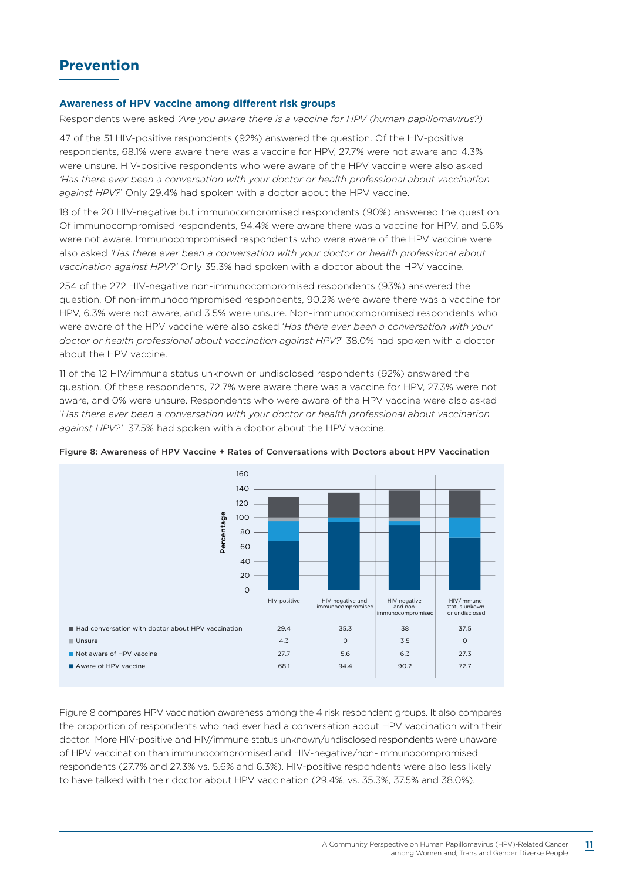## Prevention

### Awareness of HPV vaccine among different risk groups

Respondents were asked *'Are you aware there is a vaccine for HPV (human papillomavirus?)'*

47 of the 51 HIV-positive respondents (92%) answered the question. Of the HIV-positive respondents, 68.1% were aware there was a vaccine for HPV, 27.7% were not aware and 4.3% were unsure. HIV-positive respondents who were aware of the HPV vaccine were also asked *'Has there ever been a conversation with your doctor or health professional about vaccination against HPV?'* Only 29.4% had spoken with a doctor about the HPV vaccine.

18 of the 20 HIV-negative but immunocompromised respondents (90%) answered the question. Of immunocompromised respondents, 94.4% were aware there was a vaccine for HPV, and 5.6% were not aware. Immunocompromised respondents who were aware of the HPV vaccine were also asked *'Has there ever been a conversation with your doctor or health professional about vaccination against HPV?'* Only 35.3% had spoken with a doctor about the HPV vaccine.

254 of the 272 HIV-negative non-immunocompromised respondents (93%) answered the question. Of non-immunocompromised respondents, 90.2% were aware there was a vaccine for HPV, 6.3% were not aware, and 3.5% were unsure. Non-immunocompromised respondents who were aware of the HPV vaccine were also asked *'Has there ever been a conversation with your doctor or health professional about vaccination against HPV?'* 38.0% had spoken with a doctor about the HPV vaccine.

11 of the 12 HIV/immune status unknown or undisclosed respondents (92%) answered the question. Of these respondents, 72.7% were aware there was a vaccine for HPV, 27.3% were not aware, and 0% were unsure. Respondents who were aware of the HPV vaccine were also asked *'Has there ever been a conversation with your doctor or health professional about vaccination against HPV?'* 37.5% had spoken with a doctor about the HPV vaccine.

**Figure 8: Awareness of HPV Vaccine + Rates of Conversations with Doctors about HPV Vaccination**

| | HIV-positive | HIV-negative and immunocompromised | HIV-negative and non-immunocompromised | HIV/immune status unkown or undisclosed |
|---|---|---|---|---|
| Had conversation with doctor about HPV vaccination | 29.4 | 35.3 | 38 | 37.5 |
| Unsure | 4.3 | 0 | 3.5 | 0 |
| Not aware of HPV vaccine | 27.7 | 5.6 | 6.3 | 27.3 |
| Aware of HPV vaccine | 68.1 | 94.4 | 90.2 | 72.7 |

Figure 8 compares HPV vaccination awareness among the 4 risk respondent groups. It also compares the proportion of respondents who had ever had a conversation about HPV vaccination with their doctor. More HIV-positive and HIV/immune status unknown/undisclosed respondents were unaware of HPV vaccination than immunocompromised and HIV-negative/non-immunocompromised respondents (27.7% and 27.3% vs. 5.6% and 6.3%). HIV-positive respondents were also less likely to have talked with their doctor about HPV vaccination (29.4%, vs. 35.3%, 37.5% and 38.0%).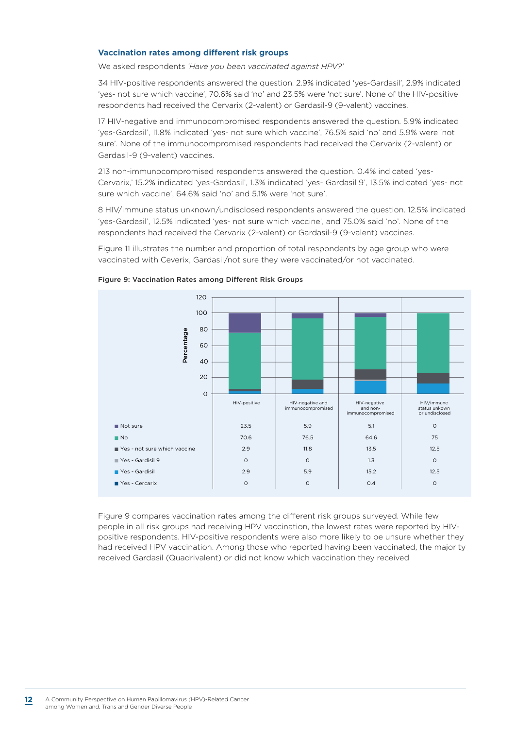### Vaccination rates among different risk groups

We asked respondents *'Have you been vaccinated against HPV?'*

34 HIV-positive respondents answered the question. 2.9% indicated 'yes-Gardasil', 2.9% indicated 'yes- not sure which vaccine', 70.6% said 'no' and 23.5% were 'not sure'. None of the HIV-positive respondents had received the Cervarix (2-valent) or Gardasil-9 (9-valent) vaccines.

17 HIV-negative and immunocompromised respondents answered the question. 5.9% indicated 'yes-Gardasil', 11.8% indicated 'yes- not sure which vaccine', 76.5% said 'no' and 5.9% were 'not sure'. None of the immunocompromised respondents had received the Cervarix (2-valent) or Gardasil-9 (9-valent) vaccines.

213 non-immunocompromised respondents answered the question. 0.4% indicated 'yes-Cervarix,' 15.2% indicated 'yes-Gardasil', 1.3% indicated 'yes- Gardasil 9', 13.5% indicated 'yes- not sure which vaccine', 64.6% said 'no' and 5.1% were 'not sure'.

8 HIV/immune status unknown/undisclosed respondents answered the question. 12.5% indicated 'yes-Gardasil', 12.5% indicated 'yes- not sure which vaccine', and 75.0% said 'no'. None of the respondents had received the Cervarix (2-valent) or Gardasil-9 (9-valent) vaccines.

Figure 11 illustrates the number and proportion of total respondents by age group who were vaccinated with Ceverix, Gardasil/not sure they were vaccinated/or not vaccinated.

**Figure 9: Vaccination Rates among Different Risk Groups**

| | HIV-positive | HIV-negative and immunocompromised | HIV-negative and non-immunocompromised | HIV/immune status unkown or undisclosed |
|---|---|---|---|---|
| Not sure | 23.5 | 5.9 | 5.1 | 0 |
| No | 70.6 | 76.5 | 64.6 | 75 |
| Yes - not sure which vaccine | 2.9 | 11.8 | 13.5 | 12.5 |
| Yes - Gardisil 9 | 0 | 0 | 1.3 | 0 |
| Yes - Gardisil | 2.9 | 5.9 | 15.2 | 12.5 |
| Yes - Cercarix | 0 | 0 | 0.4 | 0 |

Figure 9 compares vaccination rates among the different risk groups surveyed. While few people in all risk groups had receiving HPV vaccination, the lowest rates were reported by HIV-positive respondents. HIV-positive respondents were also more likely to be unsure whether they had received HPV vaccination. Among those who reported having been vaccinated, the majority received Gardasil (Quadrivalent) or did not know which vaccination they received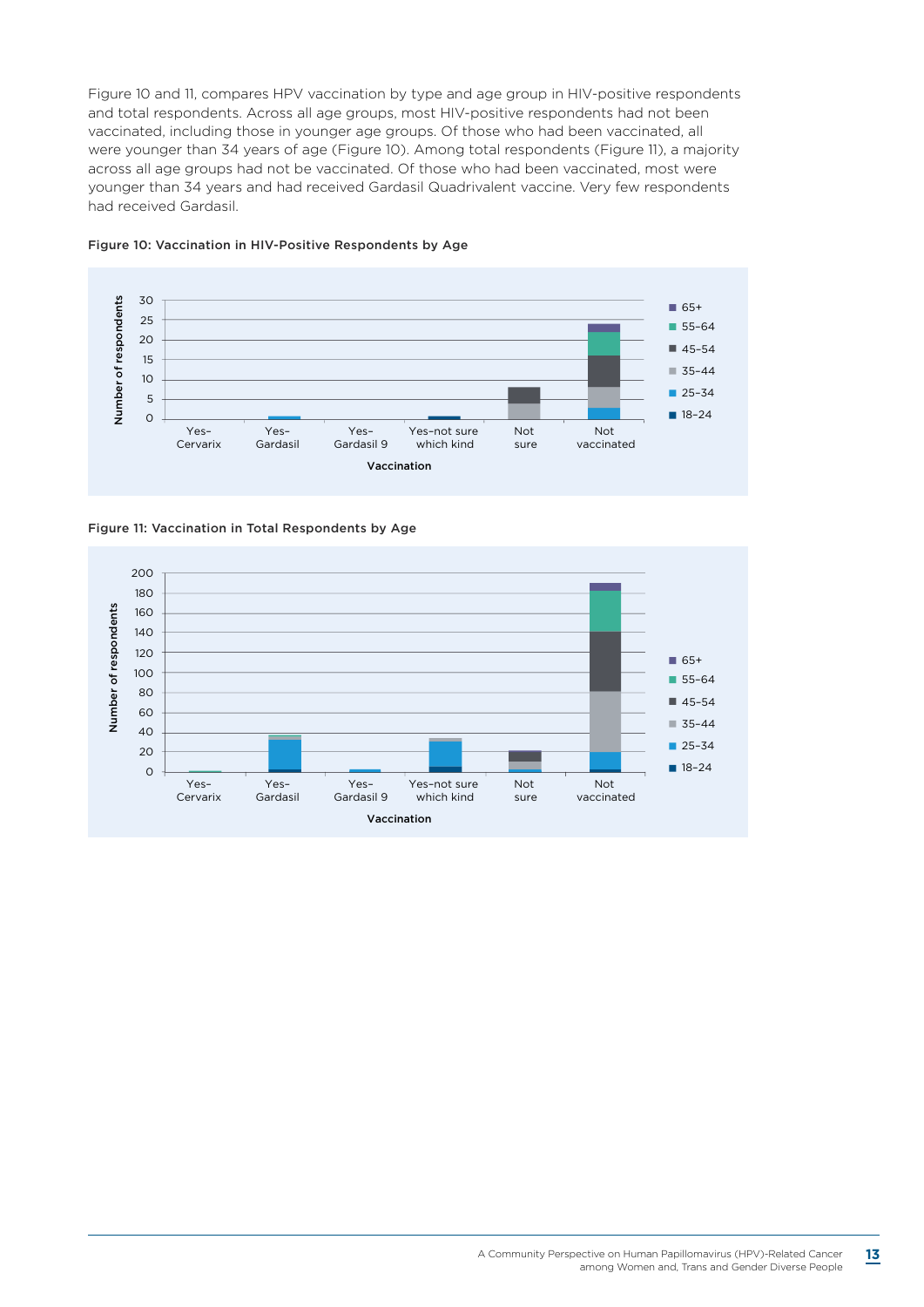Figure 10 and 11, compares HPV vaccination by type and age group in HIV-positive respondents and total respondents. Across all age groups, most HIV-positive respondents had not been vaccinated, including those in younger age groups. Of those who had been vaccinated, all were younger than 34 years of age (Figure 10). Among total respondents (Figure 11), a majority across all age groups had not be vaccinated. Of those who had been vaccinated, most were younger than 34 years and had received Gardasil Quadrivalent vaccine. Very few respondents had received Gardasil.

**Figure 10: Vaccination in HIV-Positive Respondents by Age**

**Figure 11: Vaccination in Total Respondents by Age**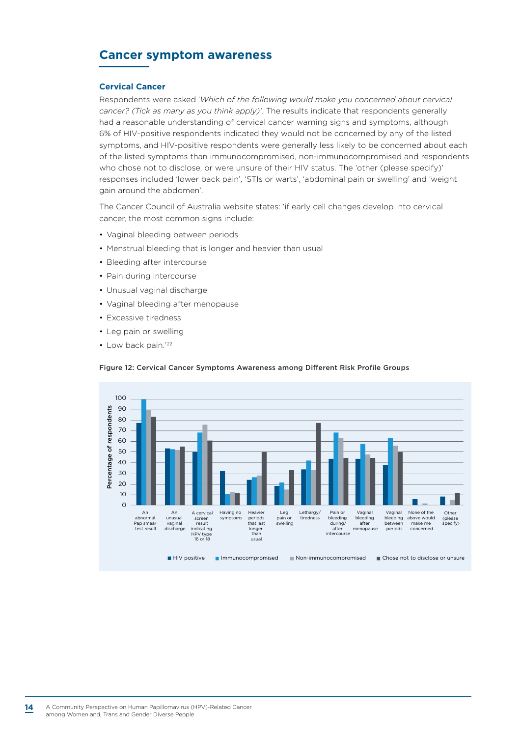## Cancer symptom awareness

### Cervical Cancer

Respondents were asked '*Which of the following would make you concerned about cervical cancer? (Tick as many as you think apply)*'. The results indicate that respondents generally had a reasonable understanding of cervical cancer warning signs and symptoms, although 6% of HIV-positive respondents indicated they would not be concerned by any of the listed symptoms, and HIV-positive respondents were generally less likely to be concerned about each of the listed symptoms than immunocompromised, non-immunocompromised and respondents who chose not to disclose, or were unsure of their HIV status. The 'other (please specify)' responses included 'lower back pain', 'STIs or warts', 'abdominal pain or swelling' and 'weight gain around the abdomen'.

The Cancer Council of Australia website states: 'if early cell changes develop into cervical cancer, the most common signs include:

- Vaginal bleeding between periods
- Menstrual bleeding that is longer and heavier than usual
- Bleeding after intercourse
- Pain during intercourse
- Unusual vaginal discharge
- Vaginal bleeding after menopause
- Excessive tiredness
- Leg pain or swelling
- Low back pain.'[22]

**Figure 12: Cervical Cancer Symptoms Awareness among Different Risk Profile Groups**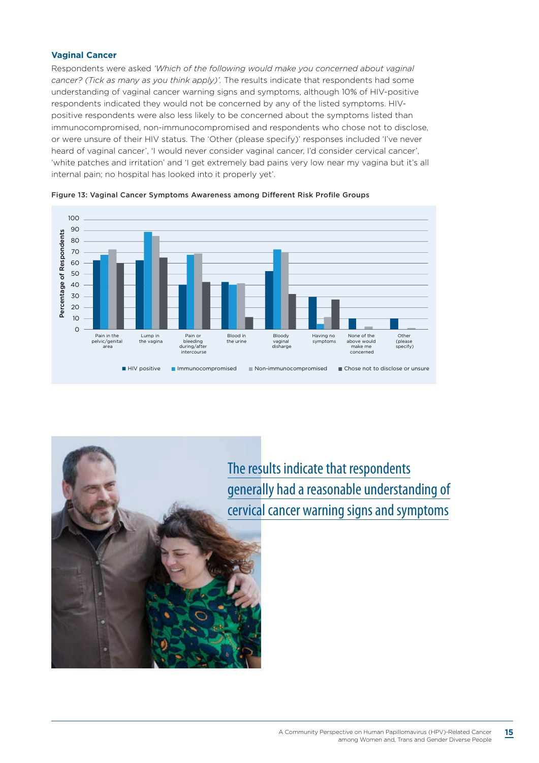### Vaginal Cancer

Respondents were asked *'Which of the following would make you concerned about vaginal cancer? (Tick as many as you think apply)'.* The results indicate that respondents had some understanding of vaginal cancer warning signs and symptoms, although 10% of HIV-positive respondents indicated they would not be concerned by any of the listed symptoms. HIV-positive respondents were also less likely to be concerned about the symptoms listed than immunocompromised, non-immunocompromised and respondents who chose not to disclose, or were unsure of their HIV status. The 'Other (please specify)' responses included 'I've never heard of vaginal cancer', 'I would never consider vaginal cancer, I'd consider cervical cancer', 'white patches and irritation' and 'I get extremely bad pains very low near my vagina but it's all internal pain; no hospital has looked into it properly yet'.

Figure 13: Vaginal Cancer Symptoms Awareness among Different Risk Profile Groups

The results indicate that respondents generally had a reasonable understanding of cervical cancer warning signs and symptoms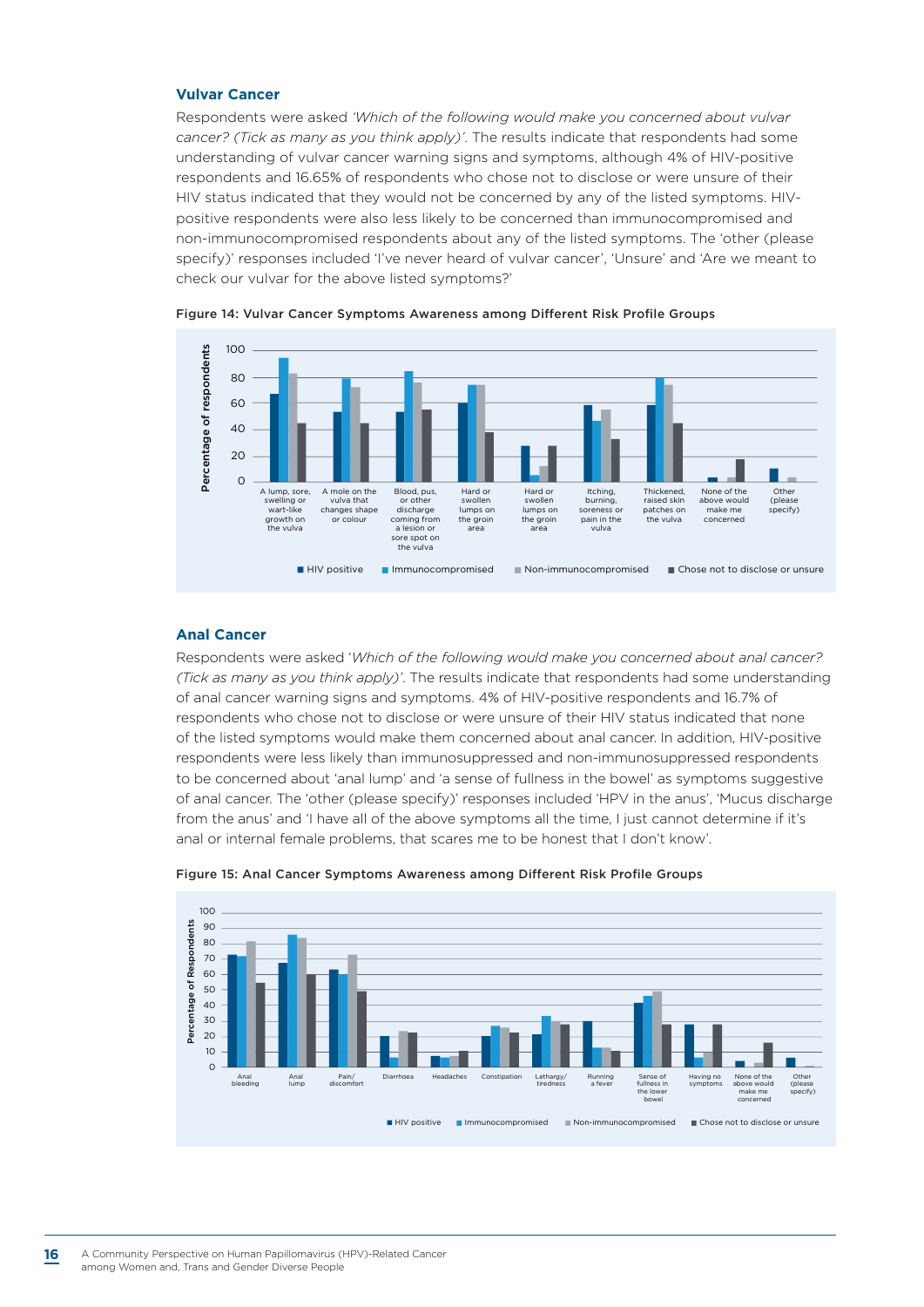### Vulvar Cancer

Respondents were asked *'Which of the following would make you concerned about vulvar cancer? (Tick as many as you think apply)'*. The results indicate that respondents had some understanding of vulvar cancer warning signs and symptoms, although 4% of HIV-positive respondents and 16.65% of respondents who chose not to disclose or were unsure of their HIV status indicated that they would not be concerned by any of the listed symptoms. HIV-positive respondents were also less likely to be concerned than immunocompromised and non-immunocompromised respondents about any of the listed symptoms. The 'other (please specify)' responses included 'I've never heard of vulvar cancer', 'Unsure' and 'Are we meant to check our vulvar for the above listed symptoms?'

**Figure 14: Vulvar Cancer Symptoms Awareness among Different Risk Profile Groups**

### Anal Cancer

Respondents were asked '*Which of the following would make you concerned about anal cancer? (Tick as many as you think apply)*'. The results indicate that respondents had some understanding of anal cancer warning signs and symptoms. 4% of HIV-positive respondents and 16.7% of respondents who chose not to disclose or were unsure of their HIV status indicated that none of the listed symptoms would make them concerned about anal cancer. In addition, HIV-positive respondents were less likely than immunosuppressed and non-immunosuppressed respondents to be concerned about 'anal lump' and 'a sense of fullness in the bowel' as symptoms suggestive of anal cancer. The 'other (please specify)' responses included 'HPV in the anus', 'Mucus discharge from the anus' and 'I have all of the above symptoms all the time, I just cannot determine if it's anal or internal female problems, that scares me to be honest that I don't know'.

**Figure 15: Anal Cancer Symptoms Awareness among Different Risk Profile Groups**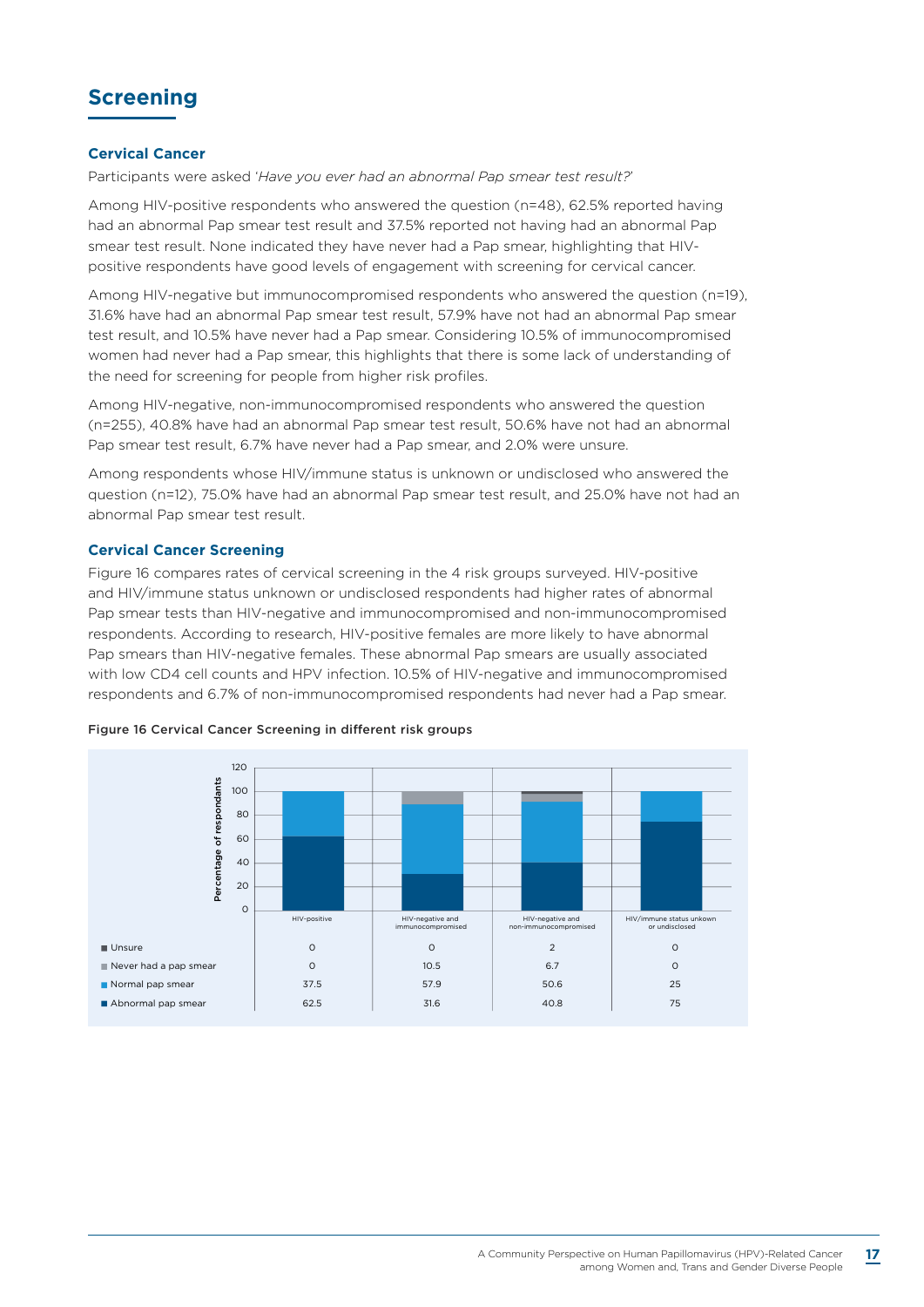## Screening

### Cervical Cancer

Participants were asked '*Have you ever had an abnormal Pap smear test result?*'

Among HIV-positive respondents who answered the question (n=48), 62.5% reported having had an abnormal Pap smear test result and 37.5% reported not having had an abnormal Pap smear test result. None indicated they have never had a Pap smear, highlighting that HIV-positive respondents have good levels of engagement with screening for cervical cancer.

Among HIV-negative but immunocompromised respondents who answered the question (n=19), 31.6% have had an abnormal Pap smear test result, 57.9% have not had an abnormal Pap smear test result, and 10.5% have never had a Pap smear. Considering 10.5% of immunocompromised women had never had a Pap smear, this highlights that there is some lack of understanding of the need for screening for people from higher risk profiles.

Among HIV-negative, non-immunocompromised respondents who answered the question (n=255), 40.8% have had an abnormal Pap smear test result, 50.6% have not had an abnormal Pap smear test result, 6.7% have never had a Pap smear, and 2.0% were unsure.

Among respondents whose HIV/immune status is unknown or undisclosed who answered the question (n=12), 75.0% have had an abnormal Pap smear test result, and 25.0% have not had an abnormal Pap smear test result.

### Cervical Cancer Screening

Figure 16 compares rates of cervical screening in the 4 risk groups surveyed. HIV-positive and HIV/immune status unknown or undisclosed respondents had higher rates of abnormal Pap smear tests than HIV-negative and immunocompromised and non-immunocompromised respondents. According to research, HIV-positive females are more likely to have abnormal Pap smears than HIV-negative females. These abnormal Pap smears are usually associated with low CD4 cell counts and HPV infection. 10.5% of HIV-negative and immunocompromised respondents and 6.7% of non-immunocompromised respondents had never had a Pap smear.

**Figure 16 Cervical Cancer Screening in different risk groups**

| | HIV-positive | HIV-negative and immunocompromised | HIV-negative and non-immunocompromised | HIV/immune status unkown or undisclosed |
|---|---|---|---|---|
| Unsure | 0 | 0 | 2 | 0 |
| Never had a pap smear | 0 | 10.5 | 6.7 | 0 |
| Normal pap smear | 37.5 | 57.9 | 50.6 | 25 |
| Abnormal pap smear | 62.5 | 31.6 | 40.8 | 75 |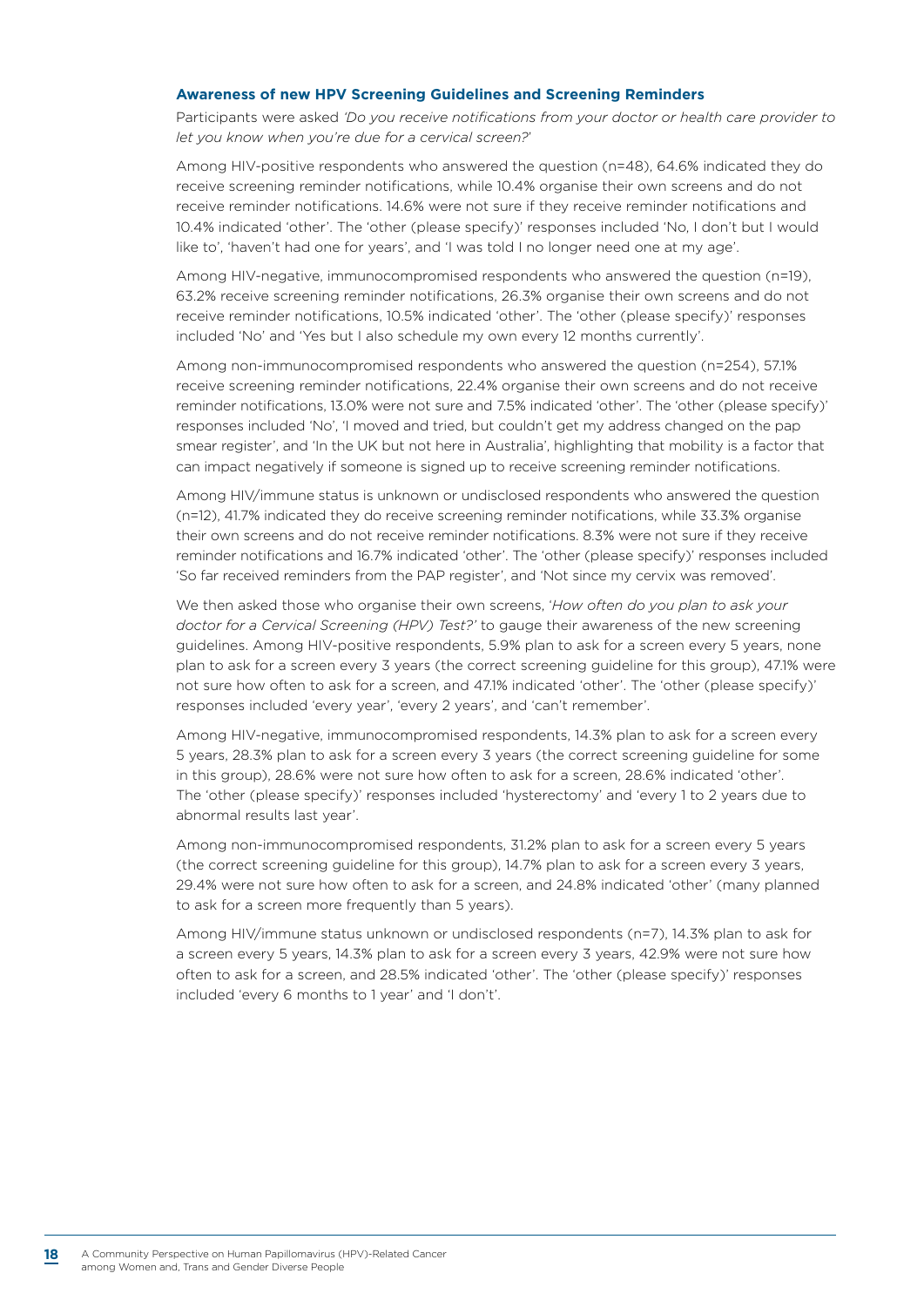### Awareness of new HPV Screening Guidelines and Screening Reminders

Participants were asked *'Do you receive notifications from your doctor or health care provider to let you know when you're due for a cervical screen?'*

Among HIV-positive respondents who answered the question (n=48), 64.6% indicated they do receive screening reminder notifications, while 10.4% organise their own screens and do not receive reminder notifications. 14.6% were not sure if they receive reminder notifications and 10.4% indicated 'other'. The 'other (please specify)' responses included 'No, I don't but I would like to', 'haven't had one for years', and 'I was told I no longer need one at my age'.

Among HIV-negative, immunocompromised respondents who answered the question (n=19), 63.2% receive screening reminder notifications, 26.3% organise their own screens and do not receive reminder notifications, 10.5% indicated 'other'. The 'other (please specify)' responses included 'No' and 'Yes but I also schedule my own every 12 months currently'.

Among non-immunocompromised respondents who answered the question (n=254), 57.1% receive screening reminder notifications, 22.4% organise their own screens and do not receive reminder notifications, 13.0% were not sure and 7.5% indicated 'other'. The 'other (please specify)' responses included 'No', 'I moved and tried, but couldn't get my address changed on the pap smear register', and 'In the UK but not here in Australia', highlighting that mobility is a factor that can impact negatively if someone is signed up to receive screening reminder notifications.

Among HIV/immune status is unknown or undisclosed respondents who answered the question (n=12), 41.7% indicated they do receive screening reminder notifications, while 33.3% organise their own screens and do not receive reminder notifications. 8.3% were not sure if they receive reminder notifications and 16.7% indicated 'other'. The 'other (please specify)' responses included 'So far received reminders from the PAP register', and 'Not since my cervix was removed'.

We then asked those who organise their own screens, '*How often do you plan to ask your doctor for a Cervical Screening (HPV) Test?'* to gauge their awareness of the new screening guidelines. Among HIV-positive respondents, 5.9% plan to ask for a screen every 5 years, none plan to ask for a screen every 3 years (the correct screening guideline for this group), 47.1% were not sure how often to ask for a screen, and 47.1% indicated 'other'. The 'other (please specify)' responses included 'every year', 'every 2 years', and 'can't remember'.

Among HIV-negative, immunocompromised respondents, 14.3% plan to ask for a screen every 5 years, 28.3% plan to ask for a screen every 3 years (the correct screening guideline for some in this group), 28.6% were not sure how often to ask for a screen, 28.6% indicated 'other'. The 'other (please specify)' responses included 'hysterectomy' and 'every 1 to 2 years due to abnormal results last year'.

Among non-immunocompromised respondents, 31.2% plan to ask for a screen every 5 years (the correct screening guideline for this group), 14.7% plan to ask for a screen every 3 years, 29.4% were not sure how often to ask for a screen, and 24.8% indicated 'other' (many planned to ask for a screen more frequently than 5 years).

Among HIV/immune status unknown or undisclosed respondents (n=7), 14.3% plan to ask for a screen every 5 years, 14.3% plan to ask for a screen every 3 years, 42.9% were not sure how often to ask for a screen, and 28.5% indicated 'other'. The 'other (please specify)' responses included 'every 6 months to 1 year' and 'I don't'.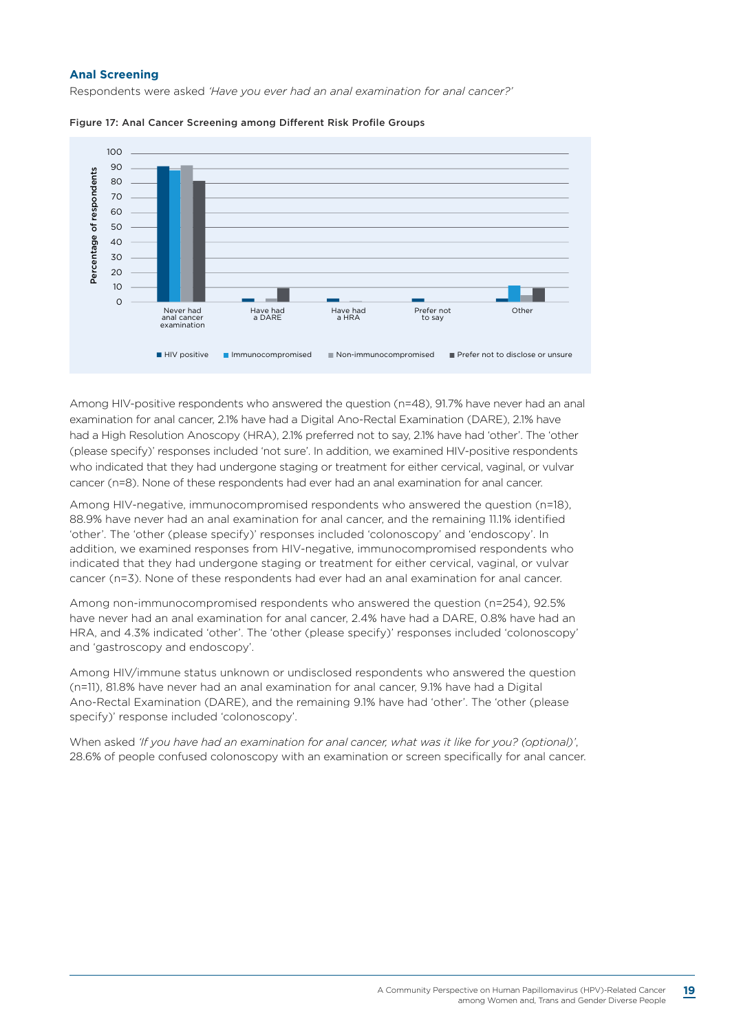## Anal Screening

Respondents were asked *'Have you ever had an anal examination for anal cancer?'*

Figure 17: Anal Cancer Screening among Different Risk Profile Groups

Among HIV-positive respondents who answered the question (n=48), 91.7% have never had an anal examination for anal cancer, 2.1% have had a Digital Ano-Rectal Examination (DARE), 2.1% have had a High Resolution Anoscopy (HRA), 2.1% preferred not to say, 2.1% have had 'other'. The 'other (please specify)' responses included 'not sure'. In addition, we examined HIV-positive respondents who indicated that they had undergone staging or treatment for either cervical, vaginal, or vulvar cancer (n=8). None of these respondents had ever had an anal examination for anal cancer.

Among HIV-negative, immunocompromised respondents who answered the question (n=18), 88.9% have never had an anal examination for anal cancer, and the remaining 11.1% identified 'other'. The 'other (please specify)' responses included 'colonoscopy' and 'endoscopy'. In addition, we examined responses from HIV-negative, immunocompromised respondents who indicated that they had undergone staging or treatment for either cervical, vaginal, or vulvar cancer (n=3). None of these respondents had ever had an anal examination for anal cancer.

Among non-immunocompromised respondents who answered the question (n=254), 92.5% have never had an anal examination for anal cancer, 2.4% have had a DARE, 0.8% have had an HRA, and 4.3% indicated 'other'. The 'other (please specify)' responses included 'colonoscopy' and 'gastroscopy and endoscopy'.

Among HIV/immune status unknown or undisclosed respondents who answered the question (n=11), 81.8% have never had an anal examination for anal cancer, 9.1% have had a Digital Ano-Rectal Examination (DARE), and the remaining 9.1% have had 'other'. The 'other (please specify)' response included 'colonoscopy'.

When asked *'If you have had an examination for anal cancer, what was it like for you? (optional)'*, 28.6% of people confused colonoscopy with an examination or screen specifically for anal cancer.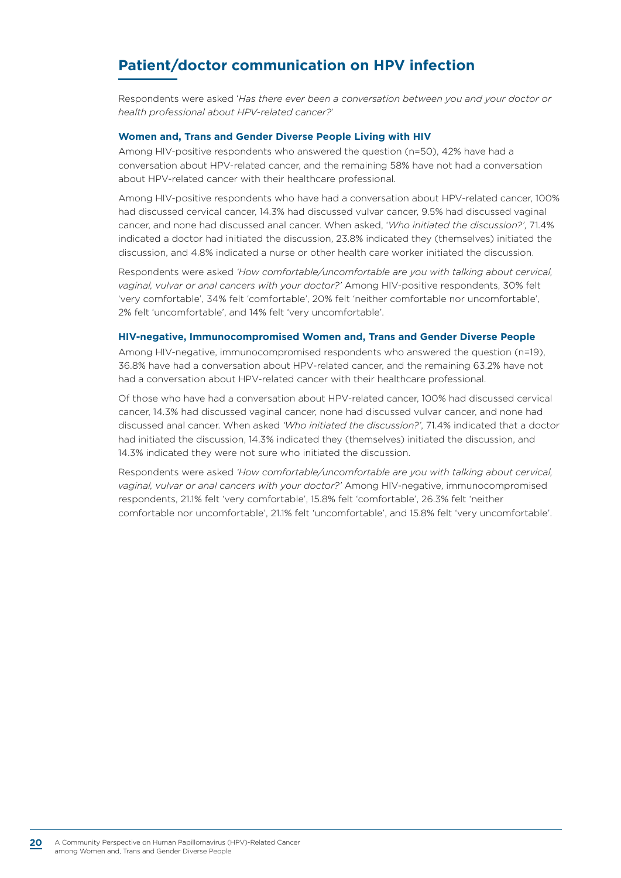## Patient/doctor communication on HPV infection

Respondents were asked '*Has there ever been a conversation between you and your doctor or health professional about HPV-related cancer?*'

### Women and, Trans and Gender Diverse People Living with HIV

Among HIV-positive respondents who answered the question (n=50), 42% have had a conversation about HPV-related cancer, and the remaining 58% have not had a conversation about HPV-related cancer with their healthcare professional.

Among HIV-positive respondents who have had a conversation about HPV-related cancer, 100% had discussed cervical cancer, 14.3% had discussed vulvar cancer, 9.5% had discussed vaginal cancer, and none had discussed anal cancer. When asked, '*Who initiated the discussion?*', 71.4% indicated a doctor had initiated the discussion, 23.8% indicated they (themselves) initiated the discussion, and 4.8% indicated a nurse or other health care worker initiated the discussion.

Respondents were asked *'How comfortable/uncomfortable are you with talking about cervical, vaginal, vulvar or anal cancers with your doctor?'* Among HIV-positive respondents, 30% felt 'very comfortable', 34% felt 'comfortable', 20% felt 'neither comfortable nor uncomfortable', 2% felt 'uncomfortable', and 14% felt 'very uncomfortable'.

### HIV-negative, Immunocompromised Women and, Trans and Gender Diverse People

Among HIV-negative, immunocompromised respondents who answered the question (n=19), 36.8% have had a conversation about HPV-related cancer, and the remaining 63.2% have not had a conversation about HPV-related cancer with their healthcare professional.

Of those who have had a conversation about HPV-related cancer, 100% had discussed cervical cancer, 14.3% had discussed vaginal cancer, none had discussed vulvar cancer, and none had discussed anal cancer. When asked *'Who initiated the discussion?'*, 71.4% indicated that a doctor had initiated the discussion, 14.3% indicated they (themselves) initiated the discussion, and 14.3% indicated they were not sure who initiated the discussion.

Respondents were asked *'How comfortable/uncomfortable are you with talking about cervical, vaginal, vulvar or anal cancers with your doctor?'* Among HIV-negative, immunocompromised respondents, 21.1% felt 'very comfortable', 15.8% felt 'comfortable', 26.3% felt 'neither comfortable nor uncomfortable', 21.1% felt 'uncomfortable', and 15.8% felt 'very uncomfortable'.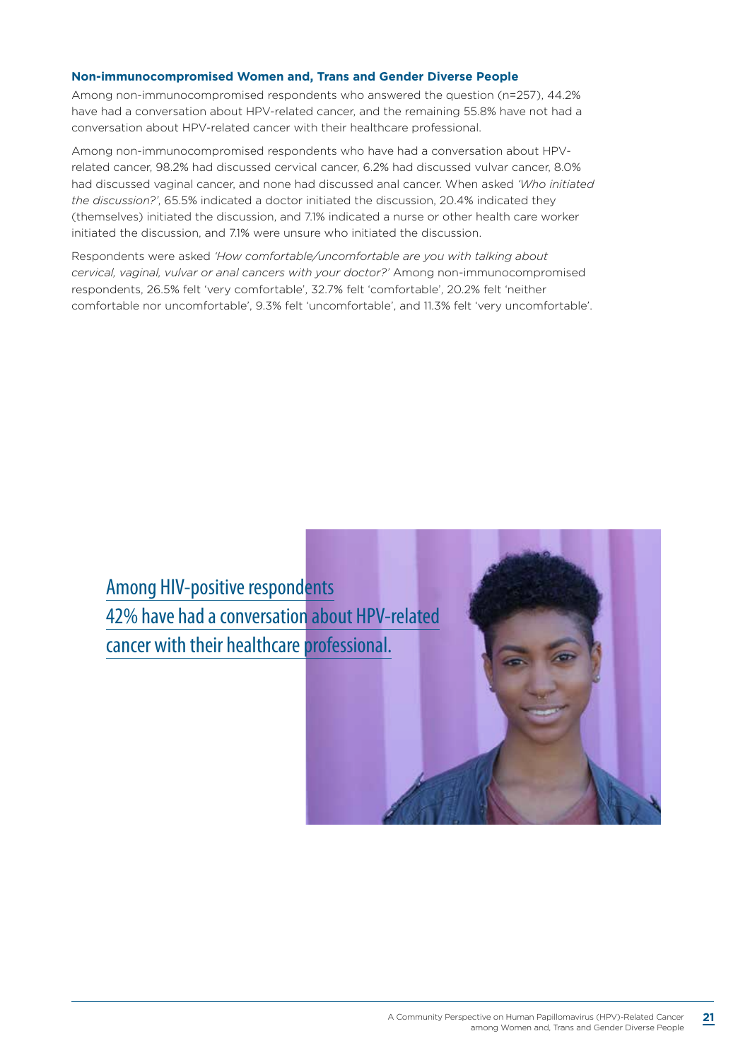### Non-immunocompromised Women and, Trans and Gender Diverse People

Among non-immunocompromised respondents who answered the question (n=257), 44.2% have had a conversation about HPV-related cancer, and the remaining 55.8% have not had a conversation about HPV-related cancer with their healthcare professional.

Among non-immunocompromised respondents who have had a conversation about HPV-related cancer, 98.2% had discussed cervical cancer, 6.2% had discussed vulvar cancer, 8.0% had discussed vaginal cancer, and none had discussed anal cancer. When asked *'Who initiated the discussion?'*, 65.5% indicated a doctor initiated the discussion, 20.4% indicated they (themselves) initiated the discussion, and 7.1% indicated a nurse or other health care worker initiated the discussion, and 7.1% were unsure who initiated the discussion.

Respondents were asked *'How comfortable/uncomfortable are you with talking about cervical, vaginal, vulvar or anal cancers with your doctor?'* Among non-immunocompromised respondents, 26.5% felt 'very comfortable', 32.7% felt 'comfortable', 20.2% felt 'neither comfortable nor uncomfortable', 9.3% felt 'uncomfortable', and 11.3% felt 'very uncomfortable'.

Among HIV-positive respondents 42% have had a conversation about HPV-related cancer with their healthcare professional.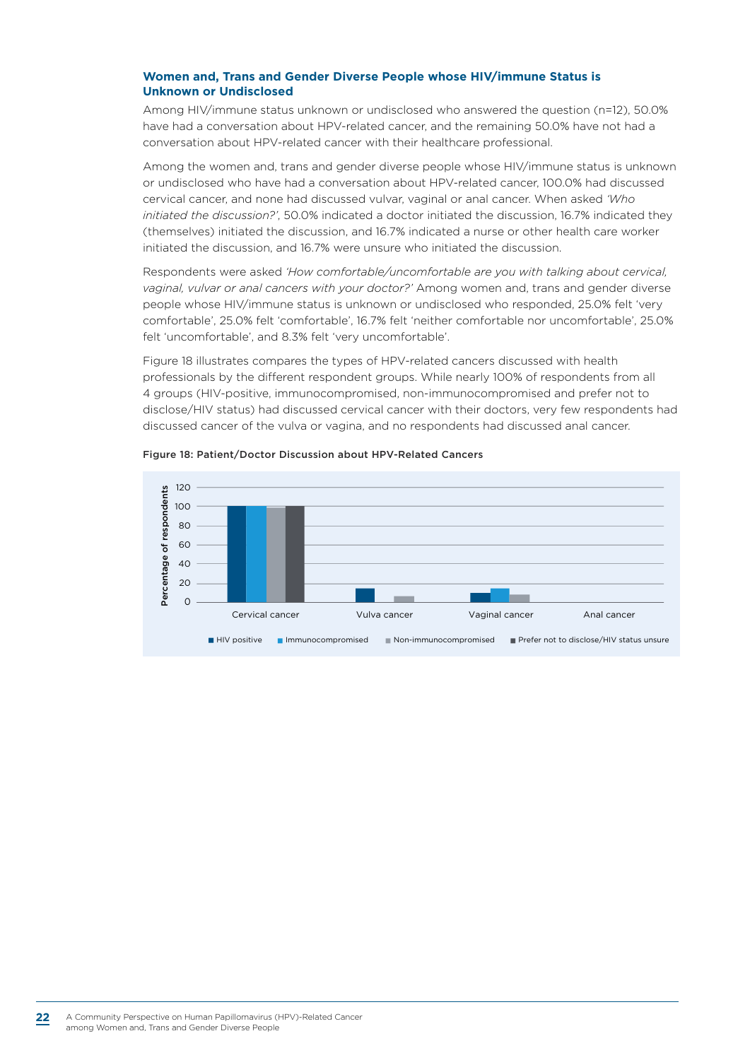### Women and, Trans and Gender Diverse People whose HIV/immune Status is Unknown or Undisclosed

Among HIV/immune status unknown or undisclosed who answered the question (n=12), 50.0% have had a conversation about HPV-related cancer, and the remaining 50.0% have not had a conversation about HPV-related cancer with their healthcare professional.

Among the women and, trans and gender diverse people whose HIV/immune status is unknown or undisclosed who have had a conversation about HPV-related cancer, 100.0% had discussed cervical cancer, and none had discussed vulvar, vaginal or anal cancer. When asked *'Who initiated the discussion?'*, 50.0% indicated a doctor initiated the discussion, 16.7% indicated they (themselves) initiated the discussion, and 16.7% indicated a nurse or other health care worker initiated the discussion, and 16.7% were unsure who initiated the discussion.

Respondents were asked *'How comfortable/uncomfortable are you with talking about cervical, vaginal, vulvar or anal cancers with your doctor?'* Among women and, trans and gender diverse people whose HIV/immune status is unknown or undisclosed who responded, 25.0% felt 'very comfortable', 25.0% felt 'comfortable', 16.7% felt 'neither comfortable nor uncomfortable', 25.0% felt 'uncomfortable', and 8.3% felt 'very uncomfortable'.

Figure 18 illustrates compares the types of HPV-related cancers discussed with health professionals by the different respondent groups. While nearly 100% of respondents from all 4 groups (HIV-positive, immunocompromised, non-immunocompromised and prefer not to disclose/HIV status) had discussed cervical cancer with their doctors, very few respondents had discussed cancer of the vulva or vagina, and no respondents had discussed anal cancer.

**Figure 18: Patient/Doctor Discussion about HPV-Related Cancers**

Percentage of respondents (0–120) by cancer type: Cervical cancer, Vulva cancer, Vaginal cancer, Anal cancer.

Legend: HIV positive; Immunocompromised; Non-immunocompromised; Prefer not to disclose/HIV status unsure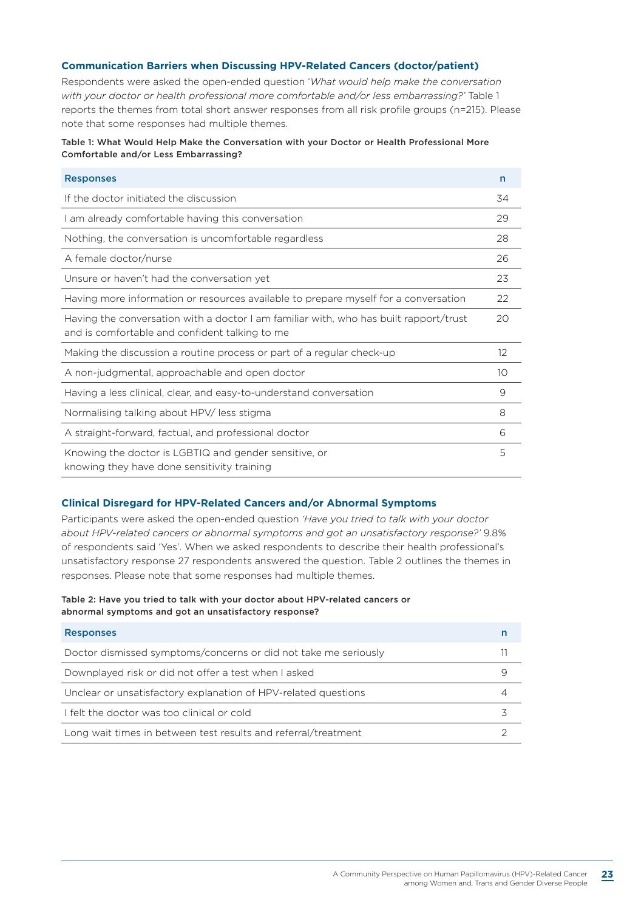### Communication Barriers when Discussing HPV-Related Cancers (doctor/patient)

Respondents were asked the open-ended question '*What would help make the conversation with your doctor or health professional more comfortable and/or less embarrassing?*' Table 1 reports the themes from total short answer responses from all risk profile groups (n=215). Please note that some responses had multiple themes.

**Table 1: What Would Help Make the Conversation with your Doctor or Health Professional More Comfortable and/or Less Embarrassing?**

| Responses | n |
|---|---|
| If the doctor initiated the discussion | 34 |
| I am already comfortable having this conversation | 29 |
| Nothing, the conversation is uncomfortable regardless | 28 |
| A female doctor/nurse | 26 |
| Unsure or haven't had the conversation yet | 23 |
| Having more information or resources available to prepare myself for a conversation | 22 |
| Having the conversation with a doctor I am familiar with, who has built rapport/trust and is comfortable and confident talking to me | 20 |
| Making the discussion a routine process or part of a regular check-up | 12 |
| A non-judgmental, approachable and open doctor | 10 |
| Having a less clinical, clear, and easy-to-understand conversation | 9 |
| Normalising talking about HPV/ less stigma | 8 |
| A straight-forward, factual, and professional doctor | 6 |
| Knowing the doctor is LGBTIQ and gender sensitive, or knowing they have done sensitivity training | 5 |

### Clinical Disregard for HPV-Related Cancers and/or Abnormal Symptoms

Participants were asked the open-ended question *'Have you tried to talk with your doctor about HPV-related cancers or abnormal symptoms and got an unsatisfactory response?'* 9.8% of respondents said 'Yes'. When we asked respondents to describe their health professional's unsatisfactory response 27 respondents answered the question. Table 2 outlines the themes in responses. Please note that some responses had multiple themes.

**Table 2: Have you tried to talk with your doctor about HPV-related cancers or abnormal symptoms and got an unsatisfactory response?**

| Responses | n |
|---|---|
| Doctor dismissed symptoms/concerns or did not take me seriously | 11 |
| Downplayed risk or did not offer a test when I asked | 9 |
| Unclear or unsatisfactory explanation of HPV-related questions | 4 |
| I felt the doctor was too clinical or cold | 3 |
| Long wait times in between test results and referral/treatment | 2 |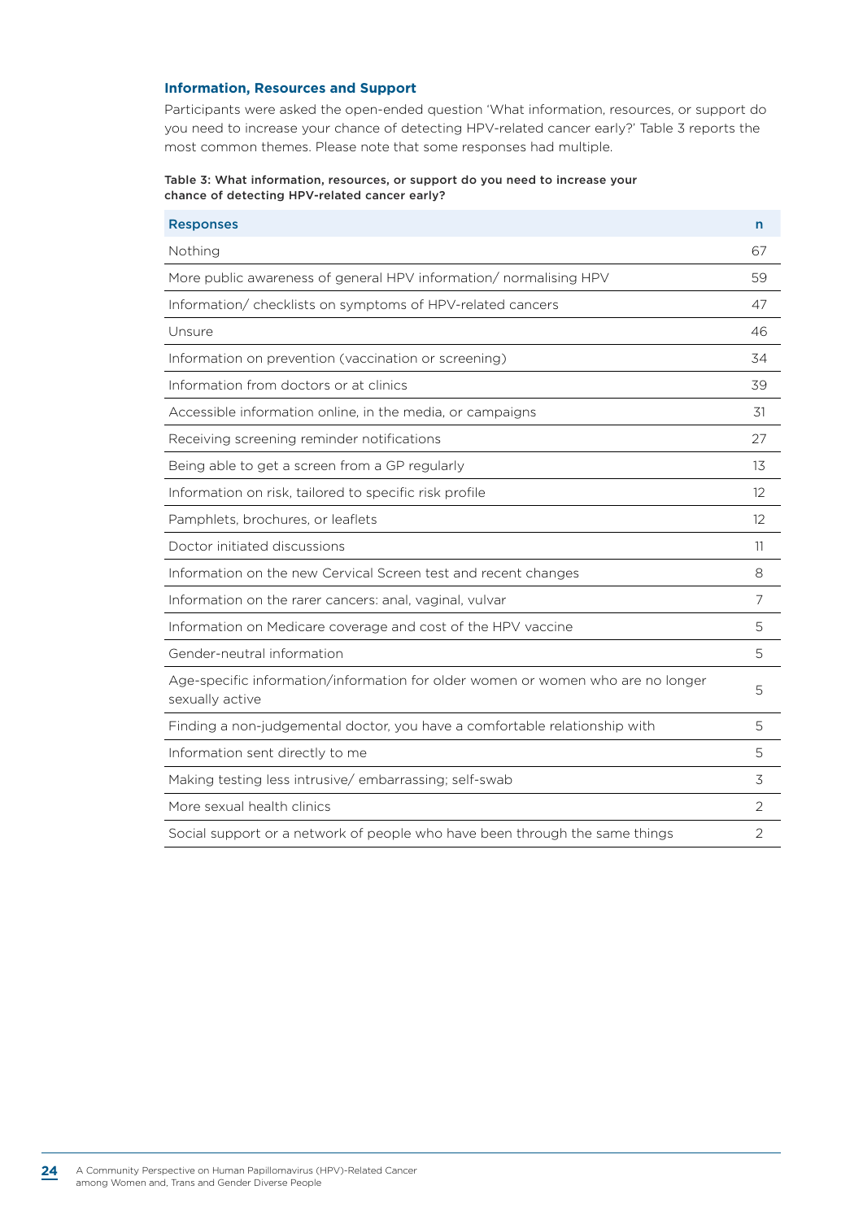### Information, Resources and Support

Participants were asked the open-ended question 'What information, resources, or support do you need to increase your chance of detecting HPV-related cancer early?' Table 3 reports the most common themes. Please note that some responses had multiple.

**Table 3: What information, resources, or support do you need to increase your chance of detecting HPV-related cancer early?**

| Responses | n |
|---|---|
| Nothing | 67 |
| More public awareness of general HPV information/ normalising HPV | 59 |
| Information/ checklists on symptoms of HPV-related cancers | 47 |
| Unsure | 46 |
| Information on prevention (vaccination or screening) | 34 |
| Information from doctors or at clinics | 39 |
| Accessible information online, in the media, or campaigns | 31 |
| Receiving screening reminder notifications | 27 |
| Being able to get a screen from a GP regularly | 13 |
| Information on risk, tailored to specific risk profile | 12 |
| Pamphlets, brochures, or leaflets | 12 |
| Doctor initiated discussions | 11 |
| Information on the new Cervical Screen test and recent changes | 8 |
| Information on the rarer cancers: anal, vaginal, vulvar | 7 |
| Information on Medicare coverage and cost of the HPV vaccine | 5 |
| Gender-neutral information | 5 |
| Age-specific information/information for older women or women who are no longer sexually active | 5 |
| Finding a non-judgemental doctor, you have a comfortable relationship with | 5 |
| Information sent directly to me | 5 |
| Making testing less intrusive/ embarrassing; self-swab | 3 |
| More sexual health clinics | 2 |
| Social support or a network of people who have been through the same things | 2 |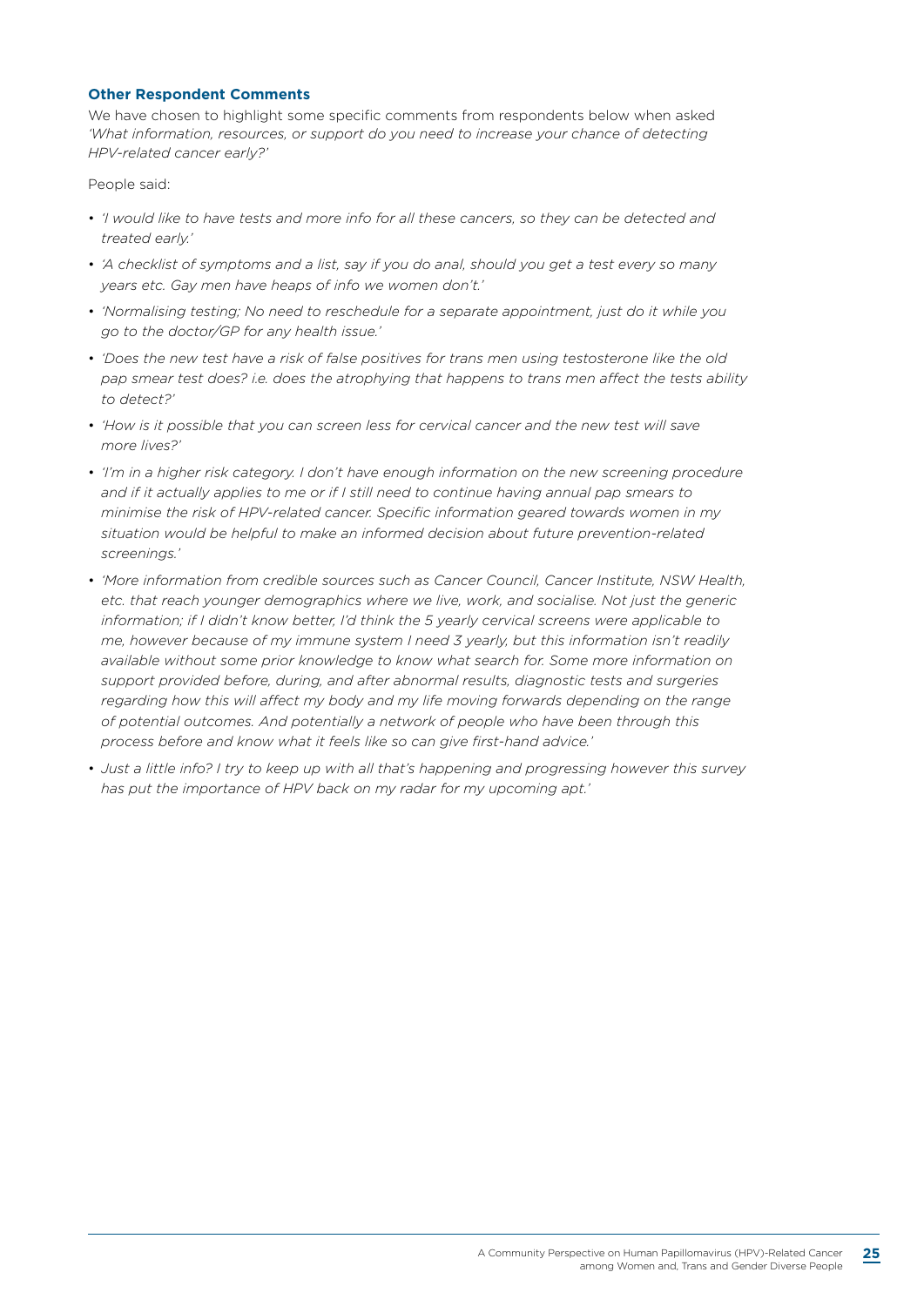### Other Respondent Comments

We have chosen to highlight some specific comments from respondents below when asked *'What information, resources, or support do you need to increase your chance of detecting HPV-related cancer early?'*

People said:

- *'I would like to have tests and more info for all these cancers, so they can be detected and treated early.'*
- *'A checklist of symptoms and a list, say if you do anal, should you get a test every so many years etc. Gay men have heaps of info we women don't.'*
- *'Normalising testing; No need to reschedule for a separate appointment, just do it while you go to the doctor/GP for any health issue.'*
- *'Does the new test have a risk of false positives for trans men using testosterone like the old pap smear test does? i.e. does the atrophying that happens to trans men affect the tests ability to detect?'*
- *'How is it possible that you can screen less for cervical cancer and the new test will save more lives?'*
- *'I'm in a higher risk category. I don't have enough information on the new screening procedure and if it actually applies to me or if I still need to continue having annual pap smears to minimise the risk of HPV-related cancer. Specific information geared towards women in my situation would be helpful to make an informed decision about future prevention-related screenings.'*
- *'More information from credible sources such as Cancer Council, Cancer Institute, NSW Health, etc. that reach younger demographics where we live, work, and socialise. Not just the generic information; if I didn't know better, I'd think the 5 yearly cervical screens were applicable to me, however because of my immune system I need 3 yearly, but this information isn't readily available without some prior knowledge to know what search for. Some more information on support provided before, during, and after abnormal results, diagnostic tests and surgeries regarding how this will affect my body and my life moving forwards depending on the range of potential outcomes. And potentially a network of people who have been through this process before and know what it feels like so can give first-hand advice.'*
- *Just a little info? I try to keep up with all that's happening and progressing however this survey has put the importance of HPV back on my radar for my upcoming apt.'*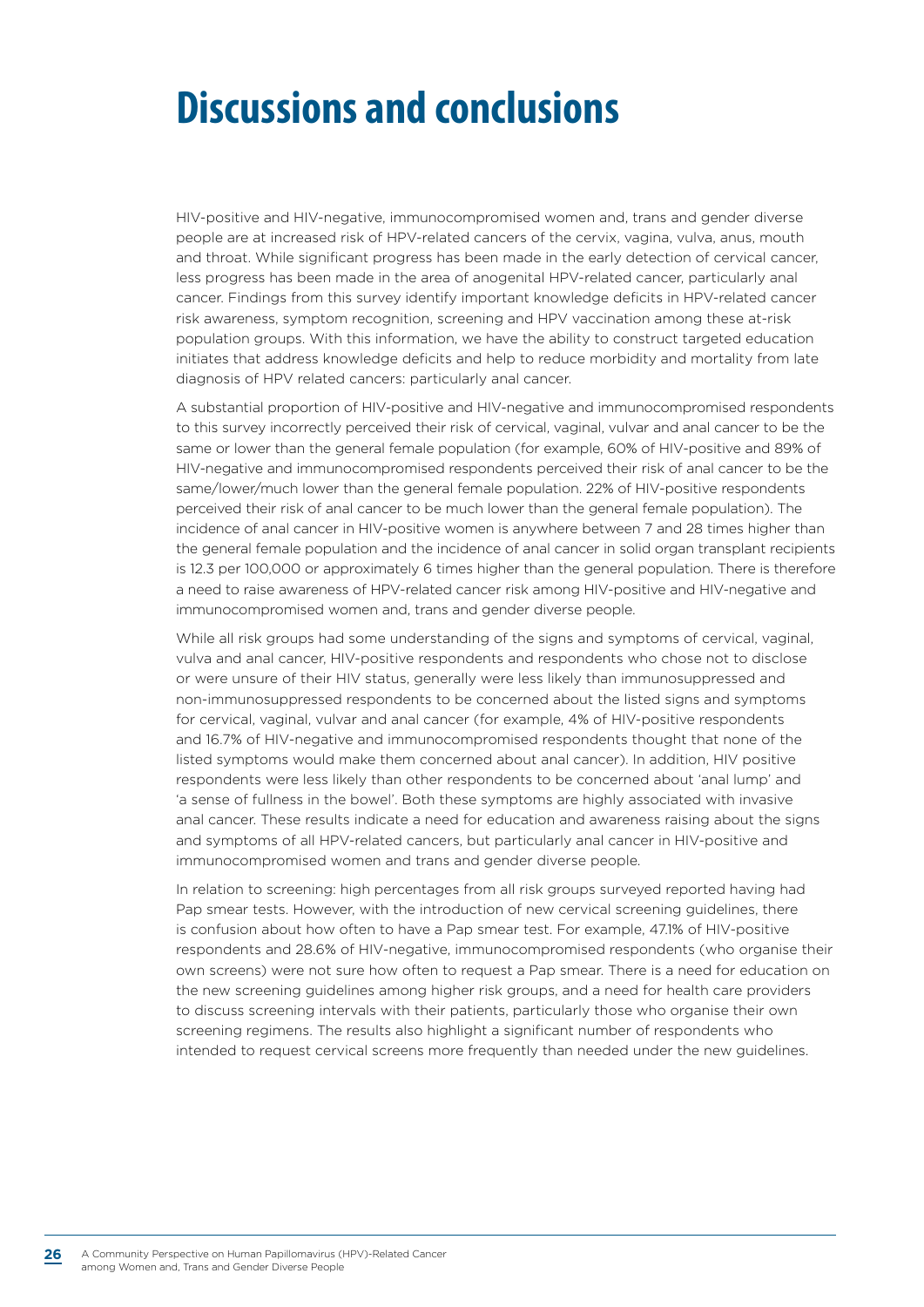# Discussions and conclusions

HIV-positive and HIV-negative, immunocompromised women and, trans and gender diverse people are at increased risk of HPV-related cancers of the cervix, vagina, vulva, anus, mouth and throat. While significant progress has been made in the early detection of cervical cancer, less progress has been made in the area of anogenital HPV-related cancer, particularly anal cancer. Findings from this survey identify important knowledge deficits in HPV-related cancer risk awareness, symptom recognition, screening and HPV vaccination among these at-risk population groups. With this information, we have the ability to construct targeted education initiates that address knowledge deficits and help to reduce morbidity and mortality from late diagnosis of HPV related cancers: particularly anal cancer.

A substantial proportion of HIV-positive and HIV-negative and immunocompromised respondents to this survey incorrectly perceived their risk of cervical, vaginal, vulvar and anal cancer to be the same or lower than the general female population (for example, 60% of HIV-positive and 89% of HIV-negative and immunocompromised respondents perceived their risk of anal cancer to be the same/lower/much lower than the general female population. 22% of HIV-positive respondents perceived their risk of anal cancer to be much lower than the general female population). The incidence of anal cancer in HIV-positive women is anywhere between 7 and 28 times higher than the general female population and the incidence of anal cancer in solid organ transplant recipients is 12.3 per 100,000 or approximately 6 times higher than the general population. There is therefore a need to raise awareness of HPV-related cancer risk among HIV-positive and HIV-negative and immunocompromised women and, trans and gender diverse people.

While all risk groups had some understanding of the signs and symptoms of cervical, vaginal, vulva and anal cancer, HIV-positive respondents and respondents who chose not to disclose or were unsure of their HIV status, generally were less likely than immunosuppressed and non-immunosuppressed respondents to be concerned about the listed signs and symptoms for cervical, vaginal, vulvar and anal cancer (for example, 4% of HIV-positive respondents and 16.7% of HIV-negative and immunocompromised respondents thought that none of the listed symptoms would make them concerned about anal cancer). In addition, HIV positive respondents were less likely than other respondents to be concerned about 'anal lump' and 'a sense of fullness in the bowel'. Both these symptoms are highly associated with invasive anal cancer. These results indicate a need for education and awareness raising about the signs and symptoms of all HPV-related cancers, but particularly anal cancer in HIV-positive and immunocompromised women and trans and gender diverse people.

In relation to screening: high percentages from all risk groups surveyed reported having had Pap smear tests. However, with the introduction of new cervical screening guidelines, there is confusion about how often to have a Pap smear test. For example, 47.1% of HIV-positive respondents and 28.6% of HIV-negative, immunocompromised respondents (who organise their own screens) were not sure how often to request a Pap smear. There is a need for education on the new screening guidelines among higher risk groups, and a need for health care providers to discuss screening intervals with their patients, particularly those who organise their own screening regimens. The results also highlight a significant number of respondents who intended to request cervical screens more frequently than needed under the new guidelines.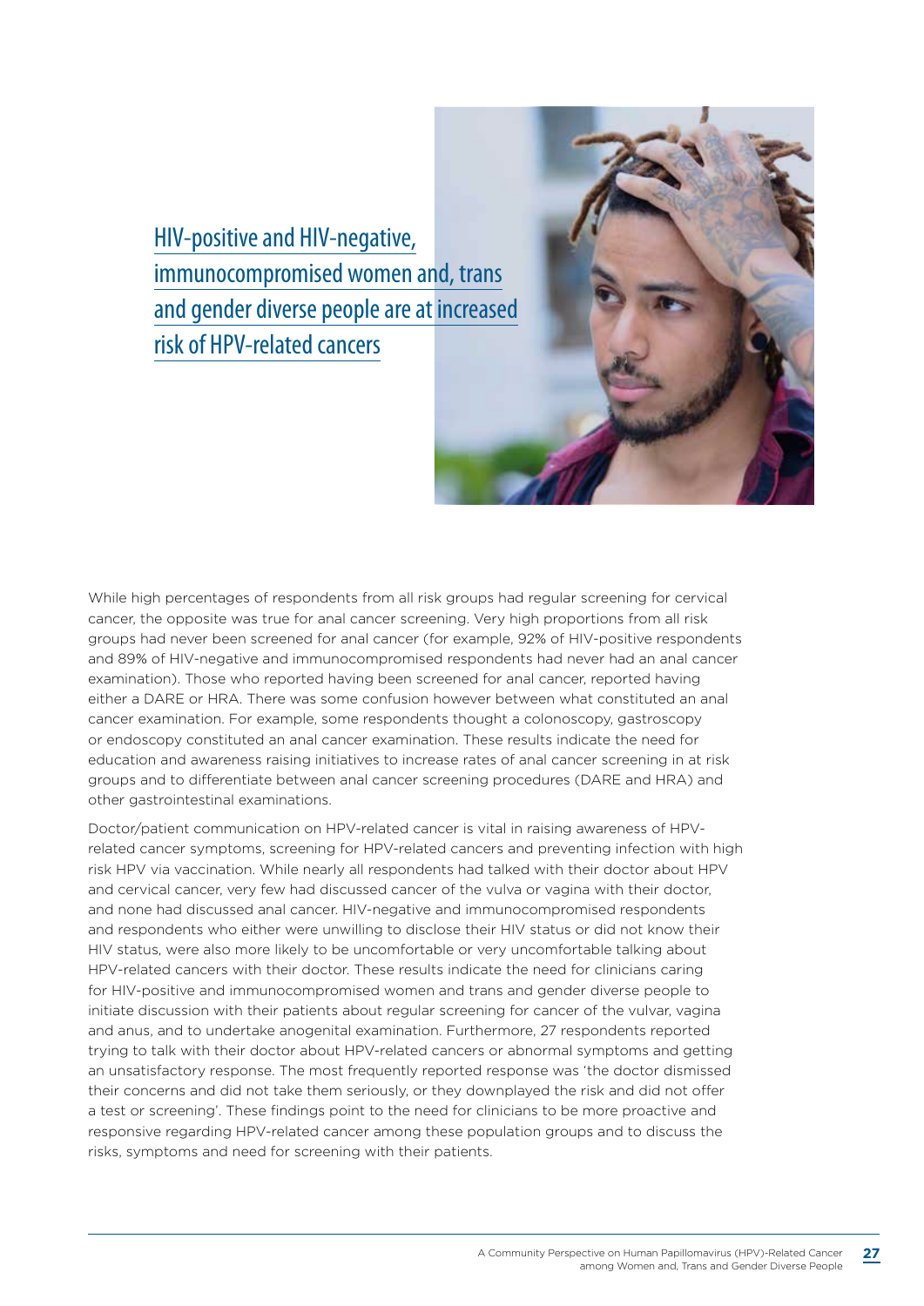## HIV-positive and HIV-negative, immunocompromised women and, trans and gender diverse people are at increased risk of HPV-related cancers

While high percentages of respondents from all risk groups had regular screening for cervical cancer, the opposite was true for anal cancer screening. Very high proportions from all risk groups had never been screened for anal cancer (for example, 92% of HIV-positive respondents and 89% of HIV-negative and immunocompromised respondents had never had an anal cancer examination). Those who reported having been screened for anal cancer, reported having either a DARE or HRA. There was some confusion however between what constituted an anal cancer examination. For example, some respondents thought a colonoscopy, gastroscopy or endoscopy constituted an anal cancer examination. These results indicate the need for education and awareness raising initiatives to increase rates of anal cancer screening in at risk groups and to differentiate between anal cancer screening procedures (DARE and HRA) and other gastrointestinal examinations.

Doctor/patient communication on HPV-related cancer is vital in raising awareness of HPV-related cancer symptoms, screening for HPV-related cancers and preventing infection with high risk HPV via vaccination. While nearly all respondents had talked with their doctor about HPV and cervical cancer, very few had discussed cancer of the vulva or vagina with their doctor, and none had discussed anal cancer. HIV-negative and immunocompromised respondents and respondents who either were unwilling to disclose their HIV status or did not know their HIV status, were also more likely to be uncomfortable or very uncomfortable talking about HPV-related cancers with their doctor. These results indicate the need for clinicians caring for HIV-positive and immunocompromised women and trans and gender diverse people to initiate discussion with their patients about regular screening for cancer of the vulvar, vagina and anus, and to undertake anogenital examination. Furthermore, 27 respondents reported trying to talk with their doctor about HPV-related cancers or abnormal symptoms and getting an unsatisfactory response. The most frequently reported response was 'the doctor dismissed their concerns and did not take them seriously, or they downplayed the risk and did not offer a test or screening'. These findings point to the need for clinicians to be more proactive and responsive regarding HPV-related cancer among these population groups and to discuss the risks, symptoms and need for screening with their patients.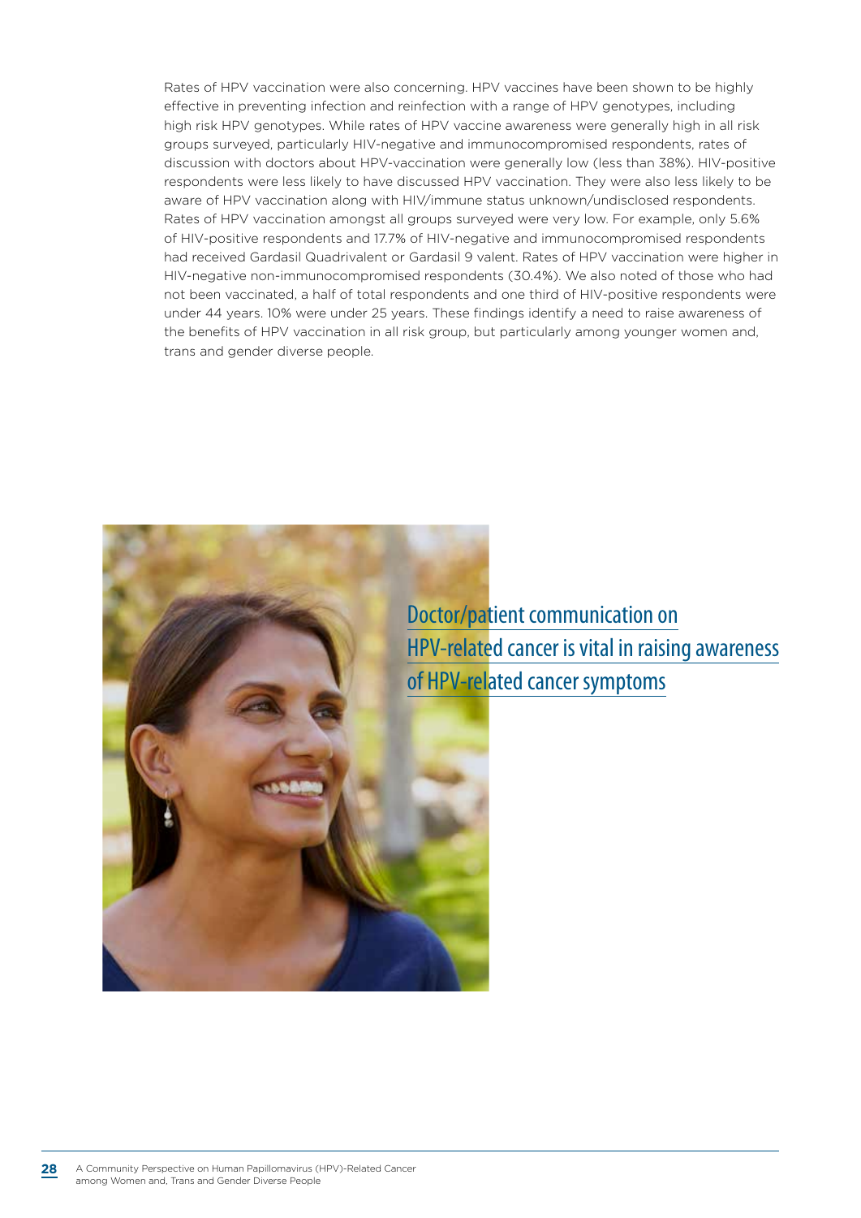Rates of HPV vaccination were also concerning. HPV vaccines have been shown to be highly effective in preventing infection and reinfection with a range of HPV genotypes, including high risk HPV genotypes. While rates of HPV vaccine awareness were generally high in all risk groups surveyed, particularly HIV-negative and immunocompromised respondents, rates of discussion with doctors about HPV-vaccination were generally low (less than 38%). HIV-positive respondents were less likely to have discussed HPV vaccination. They were also less likely to be aware of HPV vaccination along with HIV/immune status unknown/undisclosed respondents. Rates of HPV vaccination amongst all groups surveyed were very low. For example, only 5.6% of HIV-positive respondents and 17.7% of HIV-negative and immunocompromised respondents had received Gardasil Quadrivalent or Gardasil 9 valent. Rates of HPV vaccination were higher in HIV-negative non-immunocompromised respondents (30.4%). We also noted of those who had not been vaccinated, a half of total respondents and one third of HIV-positive respondents were under 44 years. 10% were under 25 years. These findings identify a need to raise awareness of the benefits of HPV vaccination in all risk group, but particularly among younger women and, trans and gender diverse people.

Doctor/patient communication on HPV-related cancer is vital in raising awareness of HPV-related cancer symptoms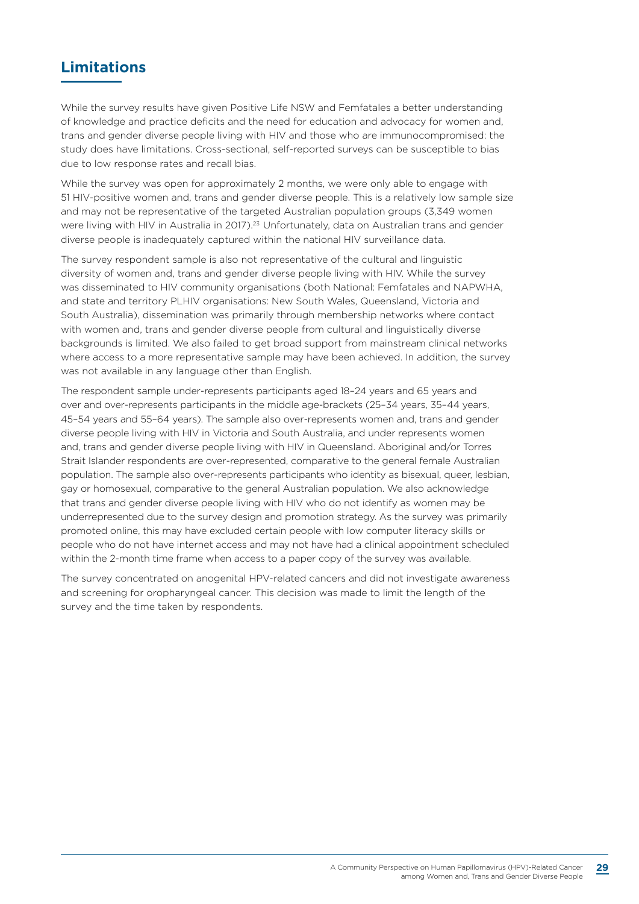## Limitations

While the survey results have given Positive Life NSW and Femfatales a better understanding of knowledge and practice deficits and the need for education and advocacy for women and, trans and gender diverse people living with HIV and those who are immunocompromised: the study does have limitations. Cross-sectional, self-reported surveys can be susceptible to bias due to low response rates and recall bias.

While the survey was open for approximately 2 months, we were only able to engage with 51 HIV-positive women and, trans and gender diverse people. This is a relatively low sample size and may not be representative of the targeted Australian population groups (3,349 women were living with HIV in Australia in 2017).[23] Unfortunately, data on Australian trans and gender diverse people is inadequately captured within the national HIV surveillance data.

The survey respondent sample is also not representative of the cultural and linguistic diversity of women and, trans and gender diverse people living with HIV. While the survey was disseminated to HIV community organisations (both National: Femfatales and NAPWHA, and state and territory PLHIV organisations: New South Wales, Queensland, Victoria and South Australia), dissemination was primarily through membership networks where contact with women and, trans and gender diverse people from cultural and linguistically diverse backgrounds is limited. We also failed to get broad support from mainstream clinical networks where access to a more representative sample may have been achieved. In addition, the survey was not available in any language other than English.

The respondent sample under-represents participants aged 18–24 years and 65 years and over and over-represents participants in the middle age-brackets (25–34 years, 35–44 years, 45–54 years and 55–64 years). The sample also over-represents women and, trans and gender diverse people living with HIV in Victoria and South Australia, and under represents women and, trans and gender diverse people living with HIV in Queensland. Aboriginal and/or Torres Strait Islander respondents are over-represented, comparative to the general female Australian population. The sample also over-represents participants who identity as bisexual, queer, lesbian, gay or homosexual, comparative to the general Australian population. We also acknowledge that trans and gender diverse people living with HIV who do not identify as women may be underrepresented due to the survey design and promotion strategy. As the survey was primarily promoted online, this may have excluded certain people with low computer literacy skills or people who do not have internet access and may not have had a clinical appointment scheduled within the 2-month time frame when access to a paper copy of the survey was available.

The survey concentrated on anogenital HPV-related cancers and did not investigate awareness and screening for oropharyngeal cancer. This decision was made to limit the length of the survey and the time taken by respondents.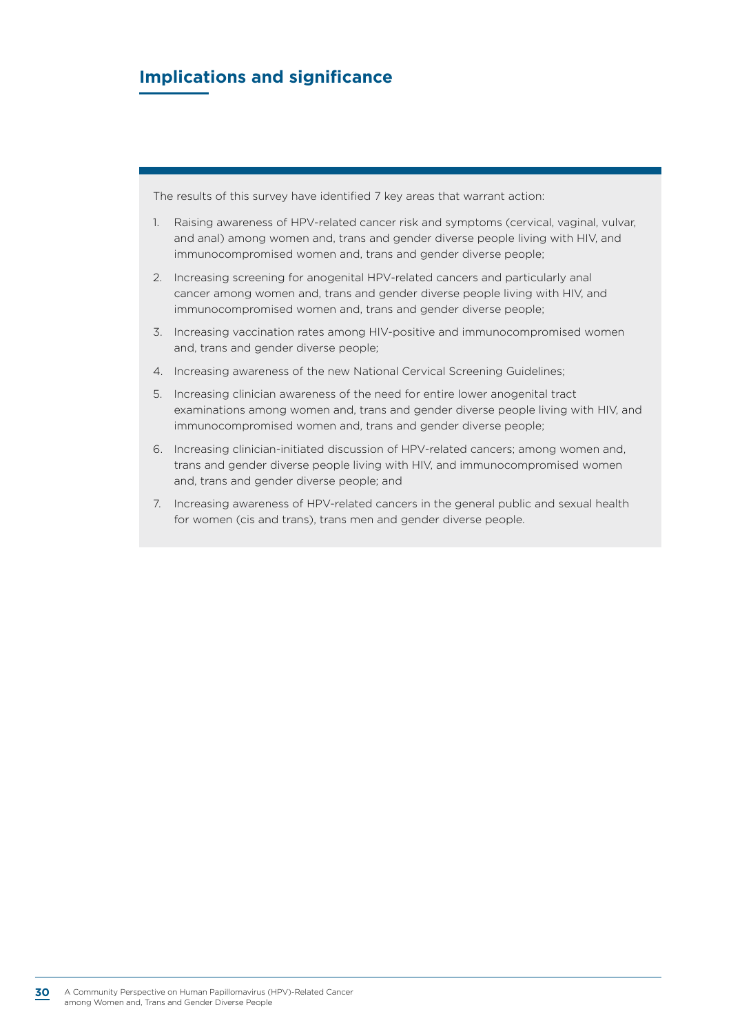## Implications and significance

The results of this survey have identified 7 key areas that warrant action:

1. Raising awareness of HPV-related cancer risk and symptoms (cervical, vaginal, vulvar, and anal) among women and, trans and gender diverse people living with HIV, and immunocompromised women and, trans and gender diverse people;
2. Increasing screening for anogenital HPV-related cancers and particularly anal cancer among women and, trans and gender diverse people living with HIV, and immunocompromised women and, trans and gender diverse people;
3. Increasing vaccination rates among HIV-positive and immunocompromised women and, trans and gender diverse people;
4. Increasing awareness of the new National Cervical Screening Guidelines;
5. Increasing clinician awareness of the need for entire lower anogenital tract examinations among women and, trans and gender diverse people living with HIV, and immunocompromised women and, trans and gender diverse people;
6. Increasing clinician-initiated discussion of HPV-related cancers; among women and, trans and gender diverse people living with HIV, and immunocompromised women and, trans and gender diverse people; and
7. Increasing awareness of HPV-related cancers in the general public and sexual health for women (cis and trans), trans men and gender diverse people.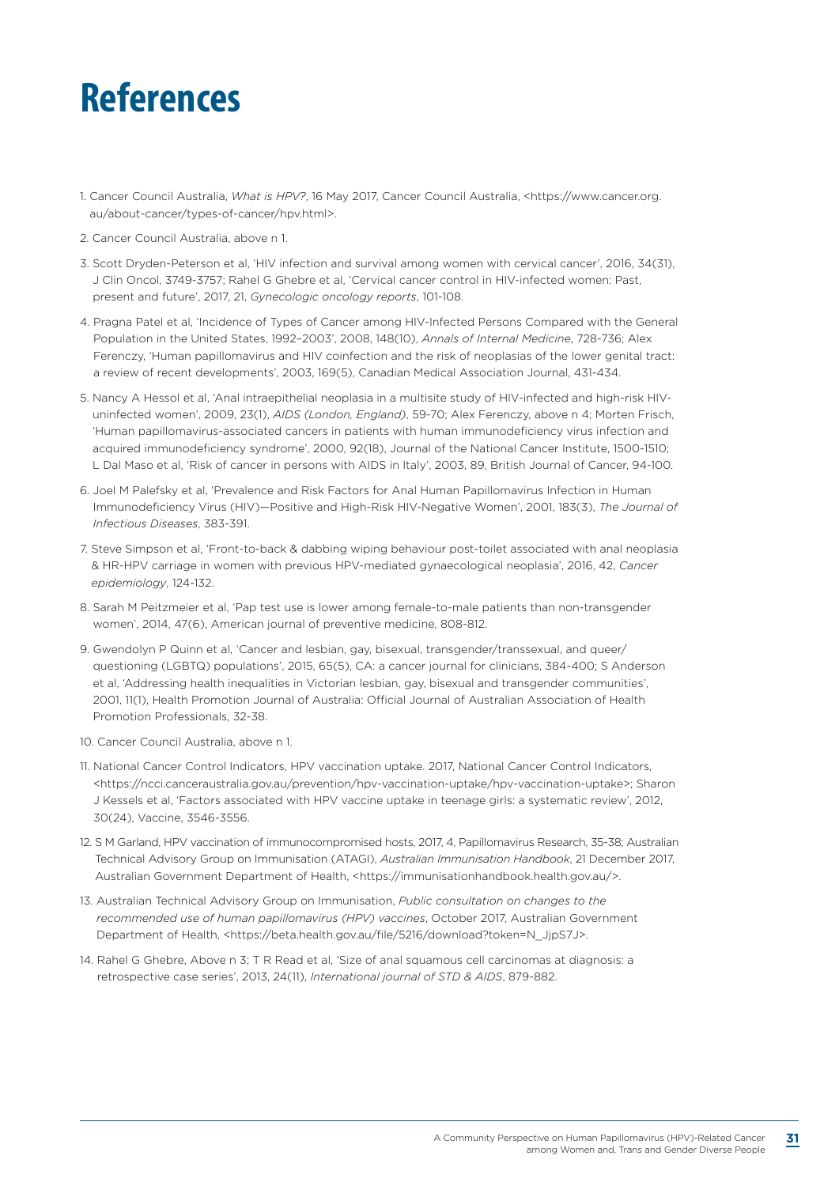# References

1. Cancer Council Australia, *What is HPV?*, 16 May 2017, Cancer Council Australia, <https://www.cancer.org.au/about-cancer/types-of-cancer/hpv.html>.

2. Cancer Council Australia, above n 1.

3. Scott Dryden-Peterson et al, 'HIV infection and survival among women with cervical cancer', 2016, 34(31), J Clin Oncol, 3749-3757; Rahel G Ghebre et al, 'Cervical cancer control in HIV-infected women: Past, present and future', 2017, 21, *Gynecologic oncology reports*, 101-108.

4. Pragna Patel et al, 'Incidence of Types of Cancer among HIV-Infected Persons Compared with the General Population in the United States, 1992–2003', 2008, 148(10), *Annals of Internal Medicine*, 728-736; Alex Ferenczy, 'Human papillomavirus and HIV coinfection and the risk of neoplasias of the lower genital tract: a review of recent developments', 2003, 169(5), Canadian Medical Association Journal, 431-434.

5. Nancy A Hessol et al, 'Anal intraepithelial neoplasia in a multisite study of HIV-infected and high-risk HIV-uninfected women', 2009, 23(1), *AIDS (London, England)*, 59-70; Alex Ferenczy, above n 4; Morten Frisch, 'Human papillomavirus-associated cancers in patients with human immunodeficiency virus infection and acquired immunodeficiency syndrome', 2000, 92(18), Journal of the National Cancer Institute, 1500-1510; L Dal Maso et al, 'Risk of cancer in persons with AIDS in Italy', 2003, 89, British Journal of Cancer, 94-100.

6. Joel M Palefsky et al, 'Prevalence and Risk Factors for Anal Human Papillomavirus Infection in Human Immunodeficiency Virus (HIV)—Positive and High-Risk HIV-Negative Women', 2001, 183(3), *The Journal of Infectious Diseases*, 383-391.

7. Steve Simpson et al, 'Front-to-back & dabbing wiping behaviour post-toilet associated with anal neoplasia & HR-HPV carriage in women with previous HPV-mediated gynaecological neoplasia', 2016, 42, *Cancer epidemiology*, 124-132.

8. Sarah M Peitzmeier et al, 'Pap test use is lower among female-to-male patients than non-transgender women', 2014, 47(6), American journal of preventive medicine, 808-812.

9. Gwendolyn P Quinn et al, 'Cancer and lesbian, gay, bisexual, transgender/transsexual, and queer/questioning (LGBTQ) populations', 2015, 65(5), CA: a cancer journal for clinicians, 384-400; S Anderson et al, 'Addressing health inequalities in Victorian lesbian, gay, bisexual and transgender communities', 2001, 11(1), Health Promotion Journal of Australia: Official Journal of Australian Association of Health Promotion Professionals, 32-38.

10. Cancer Council Australia, above n 1.

11. National Cancer Control Indicators, HPV vaccination uptake. 2017, National Cancer Control Indicators, <https://ncci.canceraustralia.gov.au/prevention/hpv-vaccination-uptake/hpv-vaccination-uptake>; Sharon J Kessels et al, 'Factors associated with HPV vaccine uptake in teenage girls: a systematic review', 2012, 30(24), Vaccine, 3546-3556.

12. S M Garland, HPV vaccination of immunocompromised hosts, 2017, 4, Papillomavirus Research, 35-38; Australian Technical Advisory Group on Immunisation (ATAGI), *Australian Immunisation Handbook*, 21 December 2017, Australian Government Department of Health, <https://immunisationhandbook.health.gov.au/>.

13. Australian Technical Advisory Group on Immunisation, *Public consultation on changes to the recommended use of human papillomavirus (HPV) vaccines*, October 2017, Australian Government Department of Health, <https://beta.health.gov.au/file/5216/download?token=N_JjpS7J>.

14. Rahel G Ghebre, Above n 3; T R Read et al, 'Size of anal squamous cell carcinomas at diagnosis: a retrospective case series', 2013, 24(11), *International journal of STD & AIDS*, 879-882.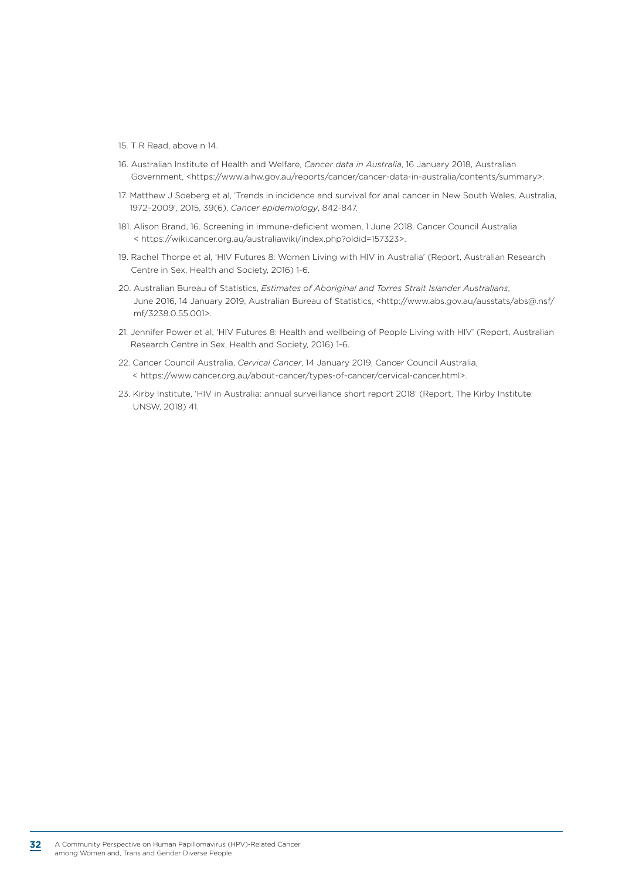15. T R Read, above n 14.

16. Australian Institute of Health and Welfare, *Cancer data in Australia*, 16 January 2018, Australian Government, <https://www.aihw.gov.au/reports/cancer/cancer-data-in-australia/contents/summary>.

17. Matthew J Soeberg et al, 'Trends in incidence and survival for anal cancer in New South Wales, Australia, 1972–2009', 2015, 39(6), *Cancer epidemiology*, 842-847.

181. Alison Brand, 16. Screening in immune-deficient women, 1 June 2018, Cancer Council Australia < https://wiki.cancer.org.au/australiawiki/index.php?oldid=157323>.

19. Rachel Thorpe et al, 'HIV Futures 8: Women Living with HIV in Australia' (Report, Australian Research Centre in Sex, Health and Society, 2016) 1-6.

20. Australian Bureau of Statistics, *Estimates of Aboriginal and Torres Strait Islander Australians*, June 2016, 14 January 2019, Australian Bureau of Statistics, <http://www.abs.gov.au/ausstats/abs@.nsf/mf/3238.0.55.001>.

21. Jennifer Power et al, 'HIV Futures 8: Health and wellbeing of People Living with HIV' (Report, Australian Research Centre in Sex, Health and Society, 2016) 1-6.

22. Cancer Council Australia, *Cervical Cancer*, 14 January 2019, Cancer Council Australia, < https://www.cancer.org.au/about-cancer/types-of-cancer/cervical-cancer.html>.

23. Kirby Institute, 'HIV in Australia: annual surveillance short report 2018' (Report, The Kirby Institute: UNSW, 2018) 41.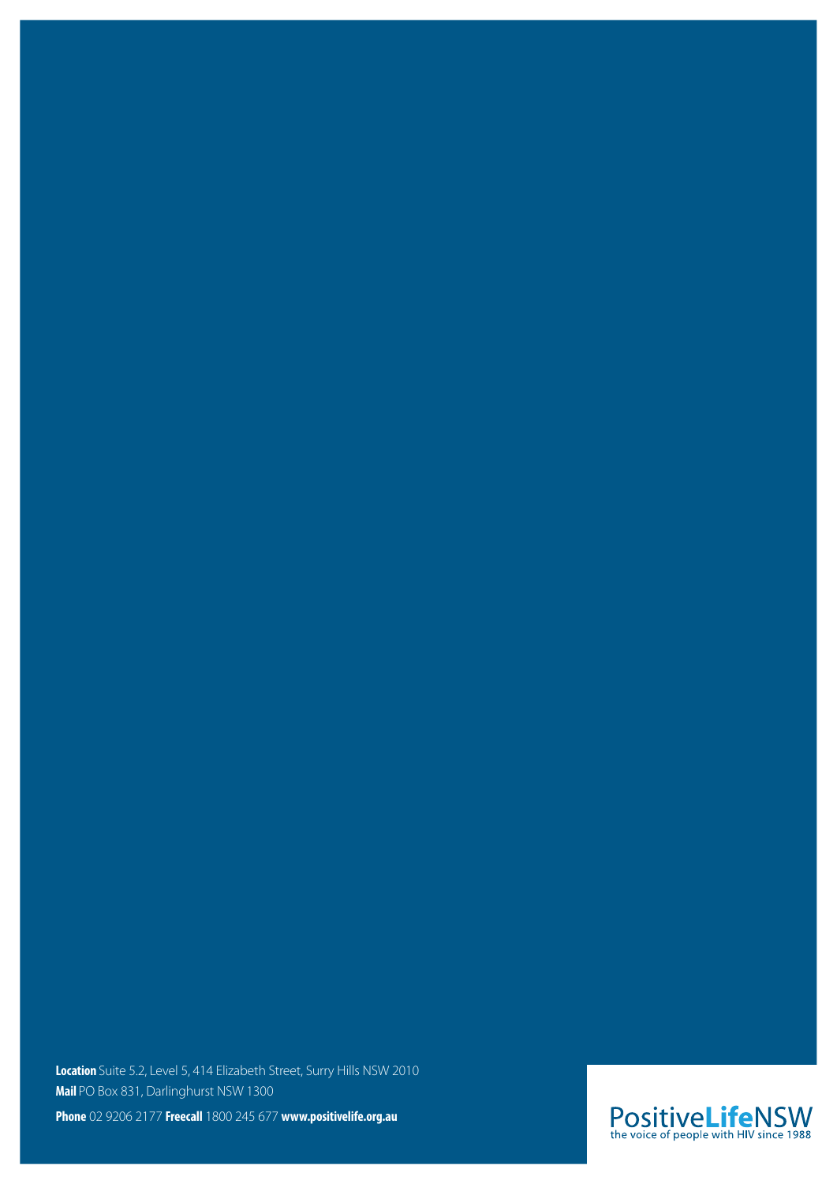**Location** Suite 5.2, Level 5, 414 Elizabeth Street, Surry Hills NSW 2010
**Mail** PO Box 831, Darlinghurst NSW 1300
**Phone** 02 9206 2177 **Freecall** 1800 245 677 **www.positivelife.org.au**

PositiveLifeNSW
the voice of people with HIV since 1988